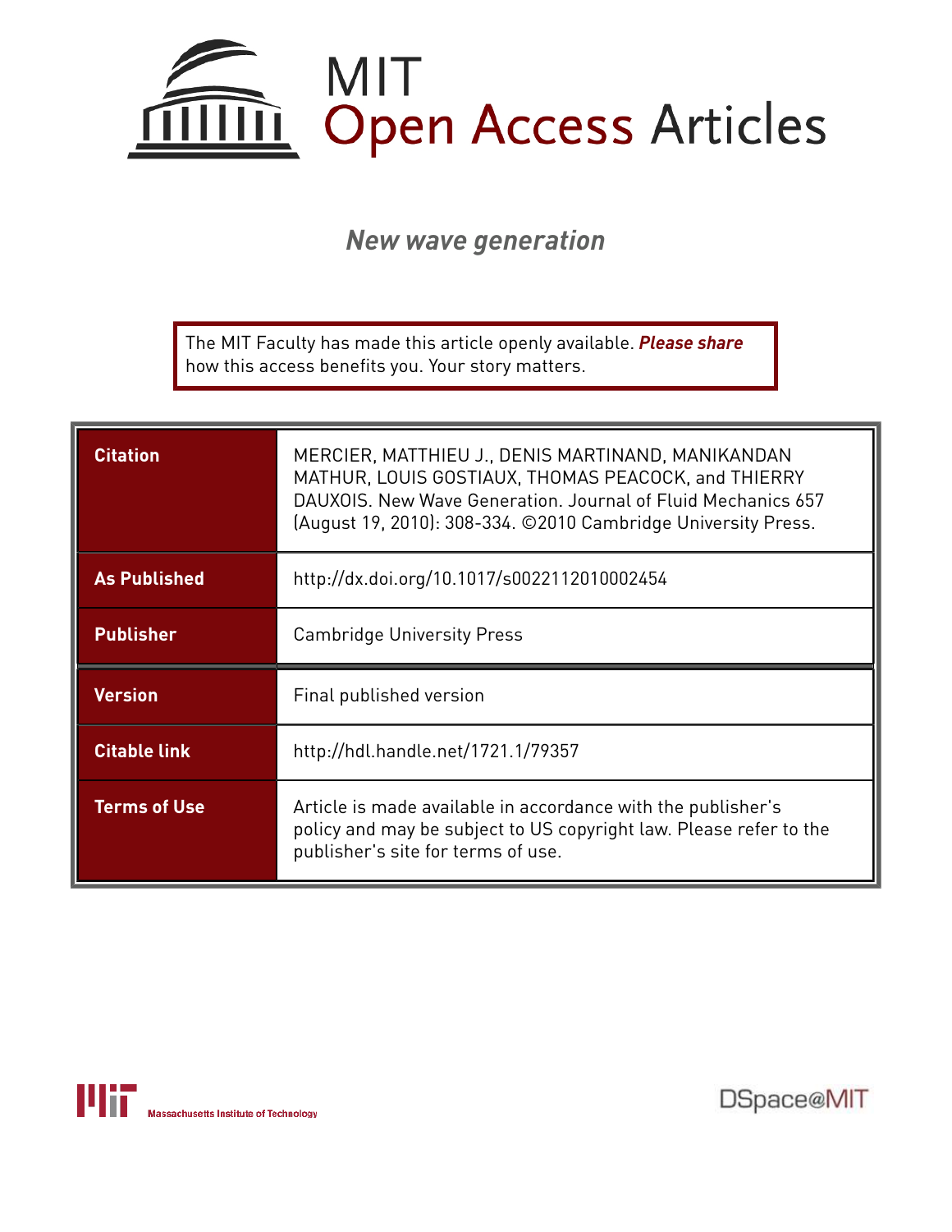MIT Open Access Articles

# *New wave generation*

The MIT Faculty has made this article openly available. ***Please share*** how this access benefits you. Your story matters.

| | |
|---|---|
| **Citation** | MERCIER, MATTHIEU J., DENIS MARTINAND, MANIKANDAN MATHUR, LOUIS GOSTIAUX, THOMAS PEACOCK, and THIERRY DAUXOIS. New Wave Generation. Journal of Fluid Mechanics 657 (August 19, 2010): 308-334. ©2010 Cambridge University Press. |
| **As Published** | http://dx.doi.org/10.1017/s0022112010002454 |
| **Publisher** | Cambridge University Press |
| **Version** | Final published version |
| **Citable link** | http://hdl.handle.net/1721.1/79357 |
| **Terms of Use** | Article is made available in accordance with the publisher's policy and may be subject to US copyright law. Please refer to the publisher's site for terms of use. |

Massachusetts Institute of Technology

DSpace@MIT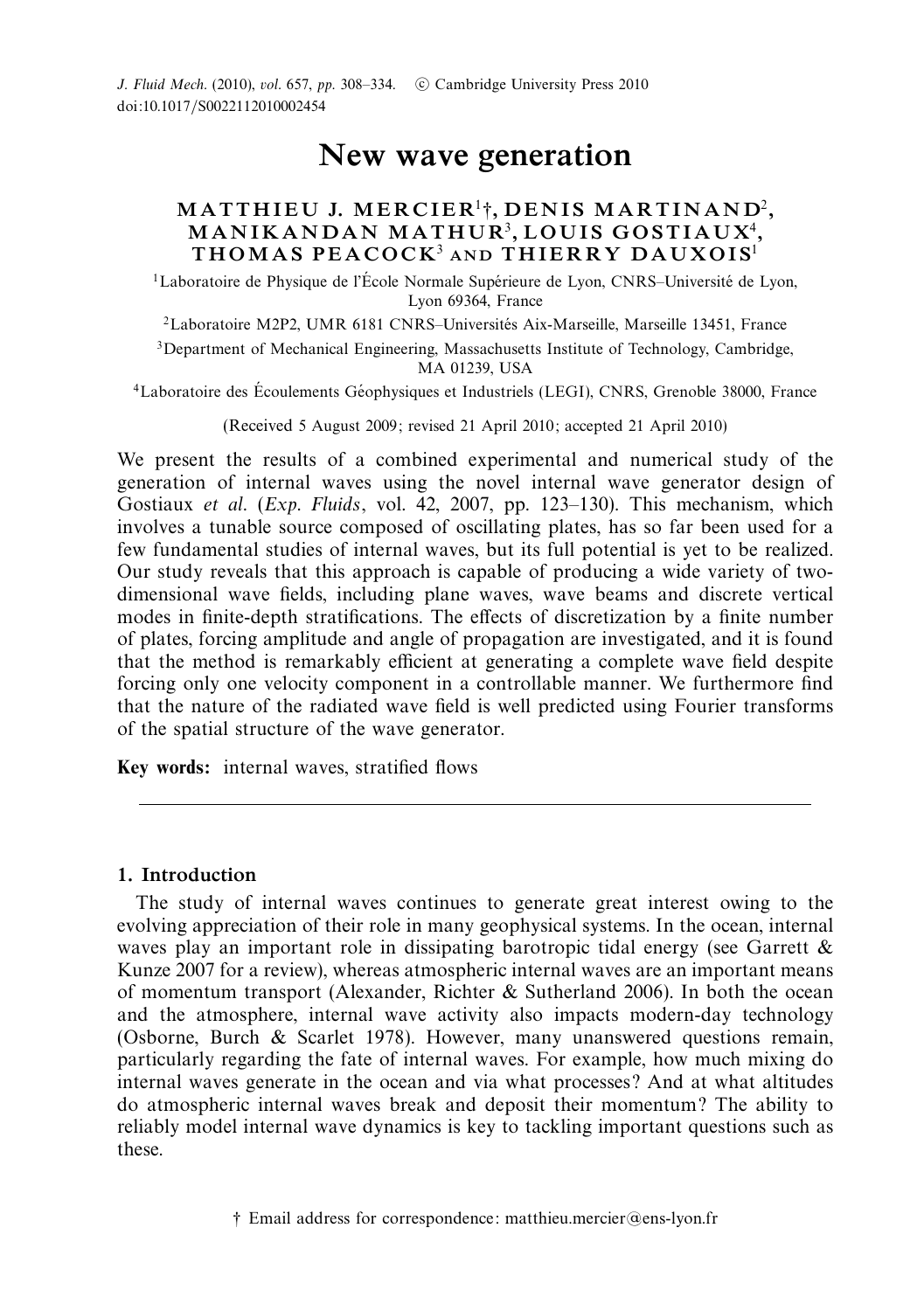# New wave generation

**MATTHIEU J. MERCIER[1]†, DENIS MARTINAND[2], MANIKANDAN MATHUR[3], LOUIS GOSTIAUX[4], THOMAS PEACOCK[3] AND THIERRY DAUXOIS[1]**

[1]Laboratoire de Physique de l'École Normale Supérieure de Lyon, CNRS–Université de Lyon, Lyon 69364, France

[2]Laboratoire M2P2, UMR 6181 CNRS–Universités Aix-Marseille, Marseille 13451, France

[3]Department of Mechanical Engineering, Massachusetts Institute of Technology, Cambridge, MA 01239, USA

[4]Laboratoire des Écoulements Géophysiques et Industriels (LEGI), CNRS, Grenoble 38000, France

(Received 5 August 2009; revised 21 April 2010; accepted 21 April 2010)

We present the results of a combined experimental and numerical study of the generation of internal waves using the novel internal wave generator design of Gostiaux *et al.* (*Exp. Fluids*, vol. 42, 2007, pp. 123–130). This mechanism, which involves a tunable source composed of oscillating plates, has so far been used for a few fundamental studies of internal waves, but its full potential is yet to be realized. Our study reveals that this approach is capable of producing a wide variety of two-dimensional wave fields, including plane waves, wave beams and discrete vertical modes in finite-depth stratifications. The effects of discretization by a finite number of plates, forcing amplitude and angle of propagation are investigated, and it is found that the method is remarkably efficient at generating a complete wave field despite forcing only one velocity component in a controllable manner. We furthermore find that the nature of the radiated wave field is well predicted using Fourier transforms of the spatial structure of the wave generator.

**Key words:** internal waves, stratified flows

## 1. Introduction

The study of internal waves continues to generate great interest owing to the evolving appreciation of their role in many geophysical systems. In the ocean, internal waves play an important role in dissipating barotropic tidal energy (see Garrett & Kunze 2007 for a review), whereas atmospheric internal waves are an important means of momentum transport (Alexander, Richter & Sutherland 2006). In both the ocean and the atmosphere, internal wave activity also impacts modern-day technology (Osborne, Burch & Scarlet 1978). However, many unanswered questions remain, particularly regarding the fate of internal waves. For example, how much mixing do internal waves generate in the ocean and via what processes? And at what altitudes do atmospheric internal waves break and deposit their momentum? The ability to reliably model internal wave dynamics is key to tackling important questions such as these.

† Email address for correspondence: matthieu.mercier@ens-lyon.fr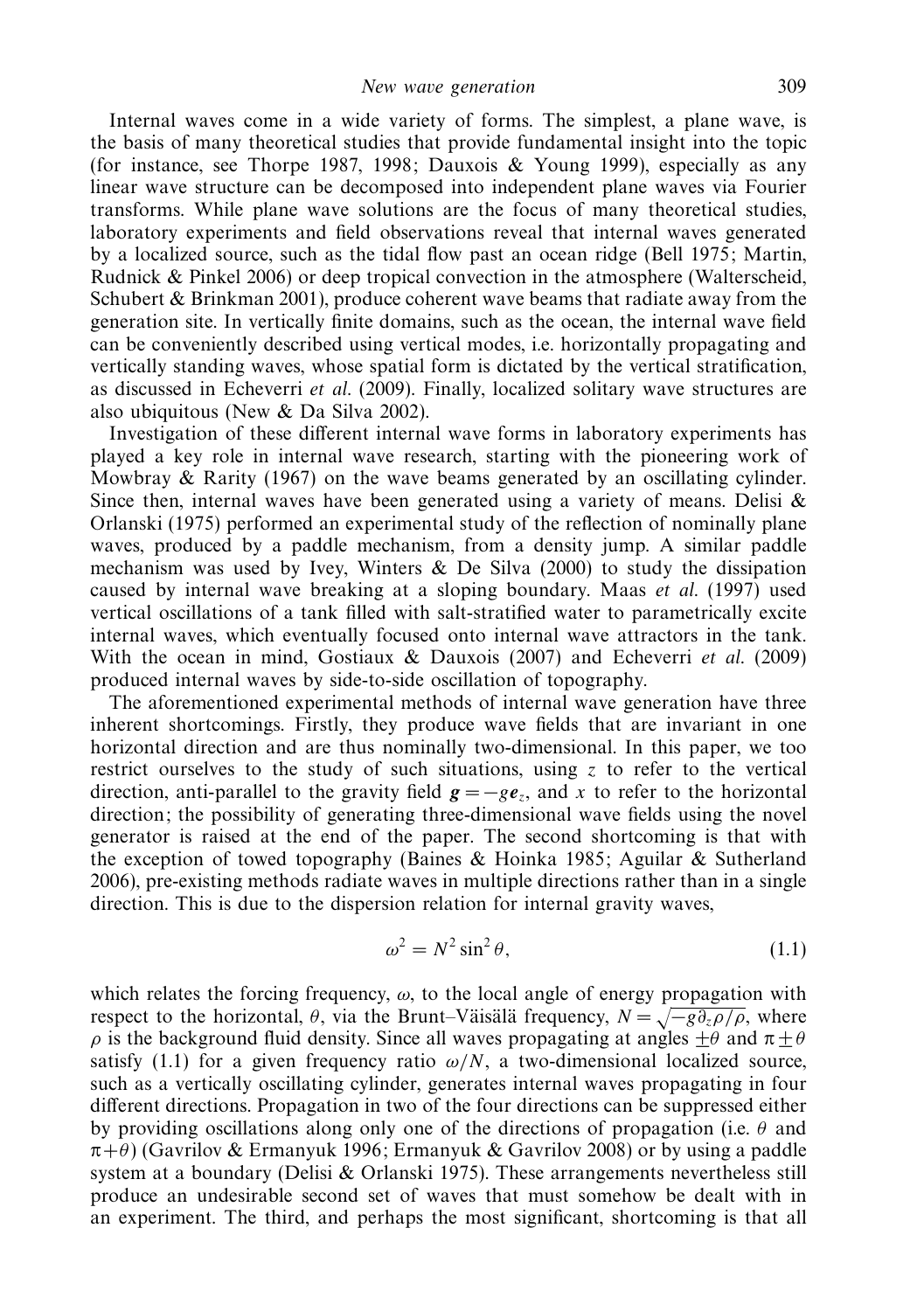Internal waves come in a wide variety of forms. The simplest, a plane wave, is the basis of many theoretical studies that provide fundamental insight into the topic (for instance, see Thorpe 1987, 1998; Dauxois & Young 1999), especially as any linear wave structure can be decomposed into independent plane waves via Fourier transforms. While plane wave solutions are the focus of many theoretical studies, laboratory experiments and field observations reveal that internal waves generated by a localized source, such as the tidal flow past an ocean ridge (Bell 1975; Martin, Rudnick & Pinkel 2006) or deep tropical convection in the atmosphere (Walterscheid, Schubert & Brinkman 2001), produce coherent wave beams that radiate away from the generation site. In vertically finite domains, such as the ocean, the internal wave field can be conveniently described using vertical modes, i.e. horizontally propagating and vertically standing waves, whose spatial form is dictated by the vertical stratification, as discussed in Echeverri *et al.* (2009). Finally, localized solitary wave structures are also ubiquitous (New & Da Silva 2002).

Investigation of these different internal wave forms in laboratory experiments has played a key role in internal wave research, starting with the pioneering work of Mowbray & Rarity (1967) on the wave beams generated by an oscillating cylinder. Since then, internal waves have been generated using a variety of means. Delisi & Orlanski (1975) performed an experimental study of the reflection of nominally plane waves, produced by a paddle mechanism, from a density jump. A similar paddle mechanism was used by Ivey, Winters & De Silva (2000) to study the dissipation caused by internal wave breaking at a sloping boundary. Maas *et al.* (1997) used vertical oscillations of a tank filled with salt-stratified water to parametrically excite internal waves, which eventually focused onto internal wave attractors in the tank. With the ocean in mind, Gostiaux & Dauxois (2007) and Echeverri *et al.* (2009) produced internal waves by side-to-side oscillation of topography.

The aforementioned experimental methods of internal wave generation have three inherent shortcomings. Firstly, they produce wave fields that are invariant in one horizontal direction and are thus nominally two-dimensional. In this paper, we too restrict ourselves to the study of such situations, using $z$ to refer to the vertical direction, anti-parallel to the gravity field $\boldsymbol{g} = -g\boldsymbol{e}_z$, and $x$ to refer to the horizontal direction; the possibility of generating three-dimensional wave fields using the novel generator is raised at the end of the paper. The second shortcoming is that with the exception of towed topography (Baines & Hoinka 1985; Aguilar & Sutherland 2006), pre-existing methods radiate waves in multiple directions rather than in a single direction. This is due to the dispersion relation for internal gravity waves,

$$\omega^2 = N^2 \sin^2 \theta, \tag{1.1}$$

which relates the forcing frequency, $\omega$, to the local angle of energy propagation with respect to the horizontal, $\theta$, via the Brunt–Väisälä frequency, $N = \sqrt{-g\partial_z \rho / \rho}$, where $\rho$ is the background fluid density. Since all waves propagating at angles $\pm\theta$ and $\pi \pm \theta$ satisfy (1.1) for a given frequency ratio $\omega/N$, a two-dimensional localized source, such as a vertically oscillating cylinder, generates internal waves propagating in four different directions. Propagation in two of the four directions can be suppressed either by providing oscillations along only one of the directions of propagation (i.e. $\theta$ and $\pi + \theta$) (Gavrilov & Ermanyuk 1996; Ermanyuk & Gavrilov 2008) or by using a paddle system at a boundary (Delisi & Orlanski 1975). These arrangements nevertheless still produce an undesirable second set of waves that must somehow be dealt with in an experiment. The third, and perhaps the most significant, shortcoming is that all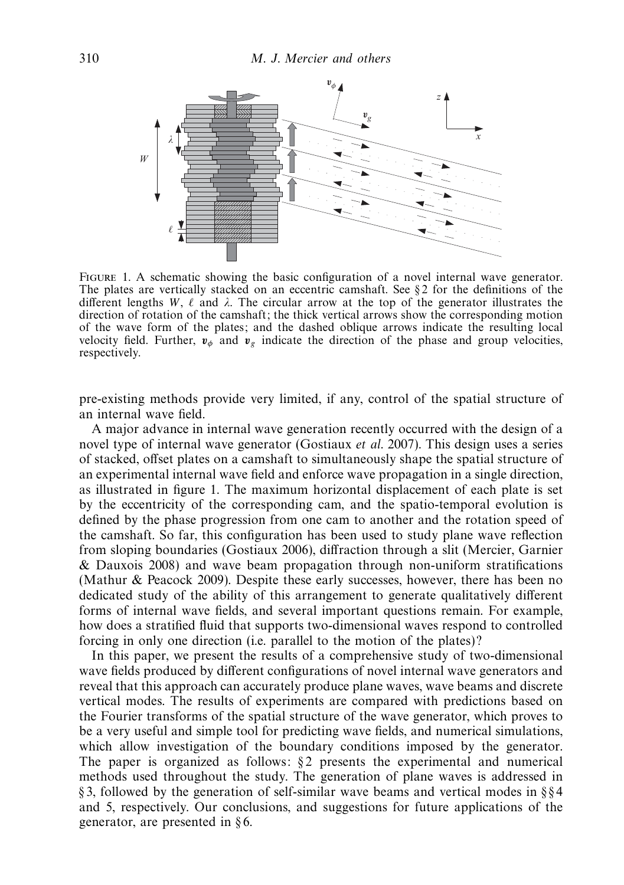FIGURE 1. A schematic showing the basic configuration of a novel internal wave generator. The plates are vertically stacked on an eccentric camshaft. See § 2 for the definitions of the different lengths $W$, $\ell$ and $\lambda$. The circular arrow at the top of the generator illustrates the direction of rotation of the camshaft; the thick vertical arrows show the corresponding motion of the wave form of the plates; and the dashed oblique arrows indicate the resulting local velocity field. Further, $\boldsymbol{v}_\phi$ and $\boldsymbol{v}_g$ indicate the direction of the phase and group velocities, respectively.

pre-existing methods provide very limited, if any, control of the spatial structure of an internal wave field.

A major advance in internal wave generation recently occurred with the design of a novel type of internal wave generator (Gostiaux *et al.* 2007). This design uses a series of stacked, offset plates on a camshaft to simultaneously shape the spatial structure of an experimental internal wave field and enforce wave propagation in a single direction, as illustrated in figure 1. The maximum horizontal displacement of each plate is set by the eccentricity of the corresponding cam, and the spatio-temporal evolution is defined by the phase progression from one cam to another and the rotation speed of the camshaft. So far, this configuration has been used to study plane wave reflection from sloping boundaries (Gostiaux 2006), diffraction through a slit (Mercier, Garnier & Dauxois 2008) and wave beam propagation through non-uniform stratifications (Mathur & Peacock 2009). Despite these early successes, however, there has been no dedicated study of the ability of this arrangement to generate qualitatively different forms of internal wave fields, and several important questions remain. For example, how does a stratified fluid that supports two-dimensional waves respond to controlled forcing in only one direction (i.e. parallel to the motion of the plates)?

In this paper, we present the results of a comprehensive study of two-dimensional wave fields produced by different configurations of novel internal wave generators and reveal that this approach can accurately produce plane waves, wave beams and discrete vertical modes. The results of experiments are compared with predictions based on the Fourier transforms of the spatial structure of the wave generator, which proves to be a very useful and simple tool for predicting wave fields, and numerical simulations, which allow investigation of the boundary conditions imposed by the generator. The paper is organized as follows: § 2 presents the experimental and numerical methods used throughout the study. The generation of plane waves is addressed in § 3, followed by the generation of self-similar wave beams and vertical modes in §§ 4 and 5, respectively. Our conclusions, and suggestions for future applications of the generator, are presented in § 6.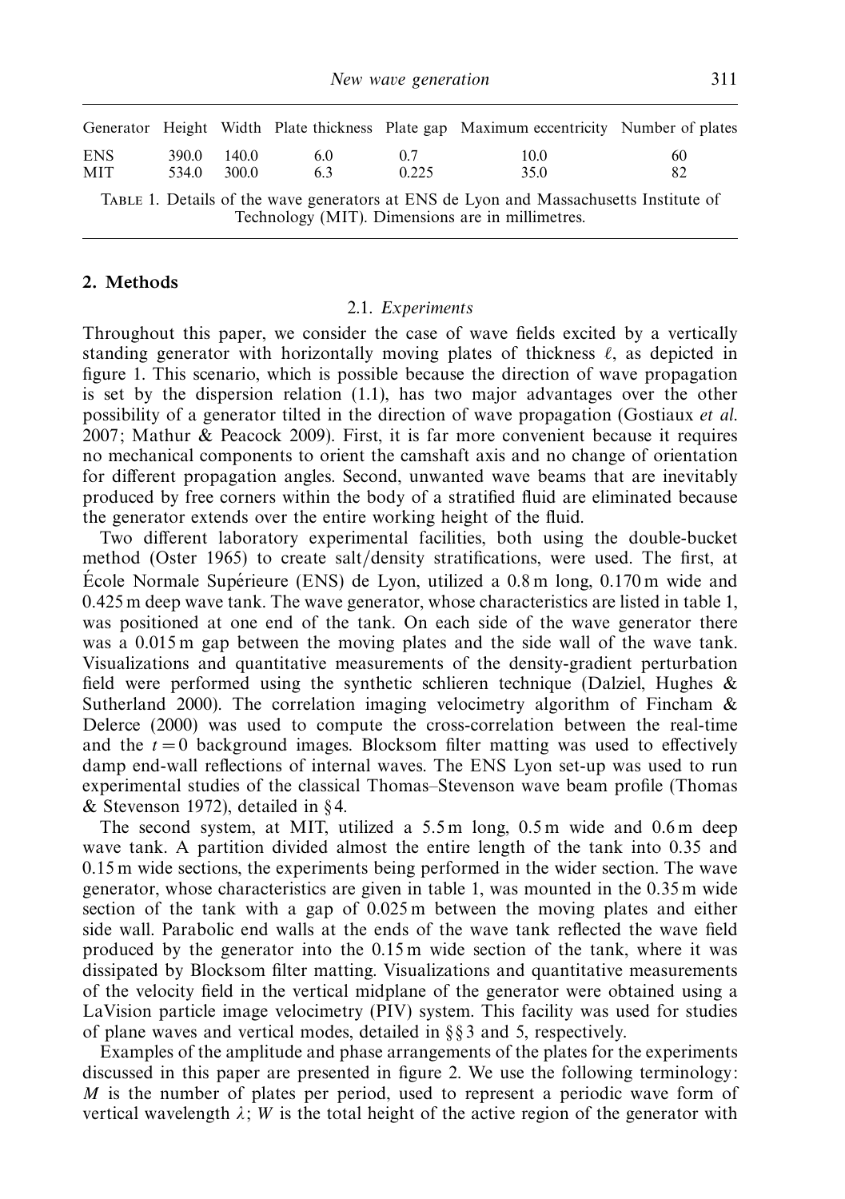| Generator | Height | Width | Plate thickness | Plate gap | Maximum eccentricity | Number of plates |
|---|---|---|---|---|---|---|
| ENS | 390.0 | 140.0 | 6.0 | 0.7 | 10.0 | 60 |
| MIT | 534.0 | 300.0 | 6.3 | 0.225 | 35.0 | 82 |

TABLE 1. Details of the wave generators at ENS de Lyon and Massachusetts Institute of Technology (MIT). Dimensions are in millimetres.

## 2. Methods

### 2.1. *Experiments*

Throughout this paper, we consider the case of wave fields excited by a vertically standing generator with horizontally moving plates of thickness $\ell$, as depicted in figure 1. This scenario, which is possible because the direction of wave propagation is set by the dispersion relation (1.1), has two major advantages over the other possibility of a generator tilted in the direction of wave propagation (Gostiaux *et al.* 2007; Mathur & Peacock 2009). First, it is far more convenient because it requires no mechanical components to orient the camshaft axis and no change of orientation for different propagation angles. Second, unwanted wave beams that are inevitably produced by free corners within the body of a stratified fluid are eliminated because the generator extends over the entire working height of the fluid.

Two different laboratory experimental facilities, both using the double-bucket method (Oster 1965) to create salt/density stratifications, were used. The first, at École Normale Supérieure (ENS) de Lyon, utilized a 0.8 m long, 0.170 m wide and 0.425 m deep wave tank. The wave generator, whose characteristics are listed in table 1, was positioned at one end of the tank. On each side of the wave generator there was a 0.015 m gap between the moving plates and the side wall of the wave tank. Visualizations and quantitative measurements of the density-gradient perturbation field were performed using the synthetic schlieren technique (Dalziel, Hughes & Sutherland 2000). The correlation imaging velocimetry algorithm of Fincham & Delerce (2000) was used to compute the cross-correlation between the real-time and the $t = 0$ background images. Blocksom filter matting was used to effectively damp end-wall reflections of internal waves. The ENS Lyon set-up was used to run experimental studies of the classical Thomas–Stevenson wave beam profile (Thomas & Stevenson 1972), detailed in § 4.

The second system, at MIT, utilized a 5.5 m long, 0.5 m wide and 0.6 m deep wave tank. A partition divided almost the entire length of the tank into 0.35 and 0.15 m wide sections, the experiments being performed in the wider section. The wave generator, whose characteristics are given in table 1, was mounted in the 0.35 m wide section of the tank with a gap of 0.025 m between the moving plates and either side wall. Parabolic end walls at the ends of the wave tank reflected the wave field produced by the generator into the 0.15 m wide section of the tank, where it was dissipated by Blocksom filter matting. Visualizations and quantitative measurements of the velocity field in the vertical midplane of the generator were obtained using a LaVision particle image velocimetry (PIV) system. This facility was used for studies of plane waves and vertical modes, detailed in §§ 3 and 5, respectively.

Examples of the amplitude and phase arrangements of the plates for the experiments discussed in this paper are presented in figure 2. We use the following terminology: $M$ is the number of plates per period, used to represent a periodic wave form of vertical wavelength $\lambda$; $W$ is the total height of the active region of the generator with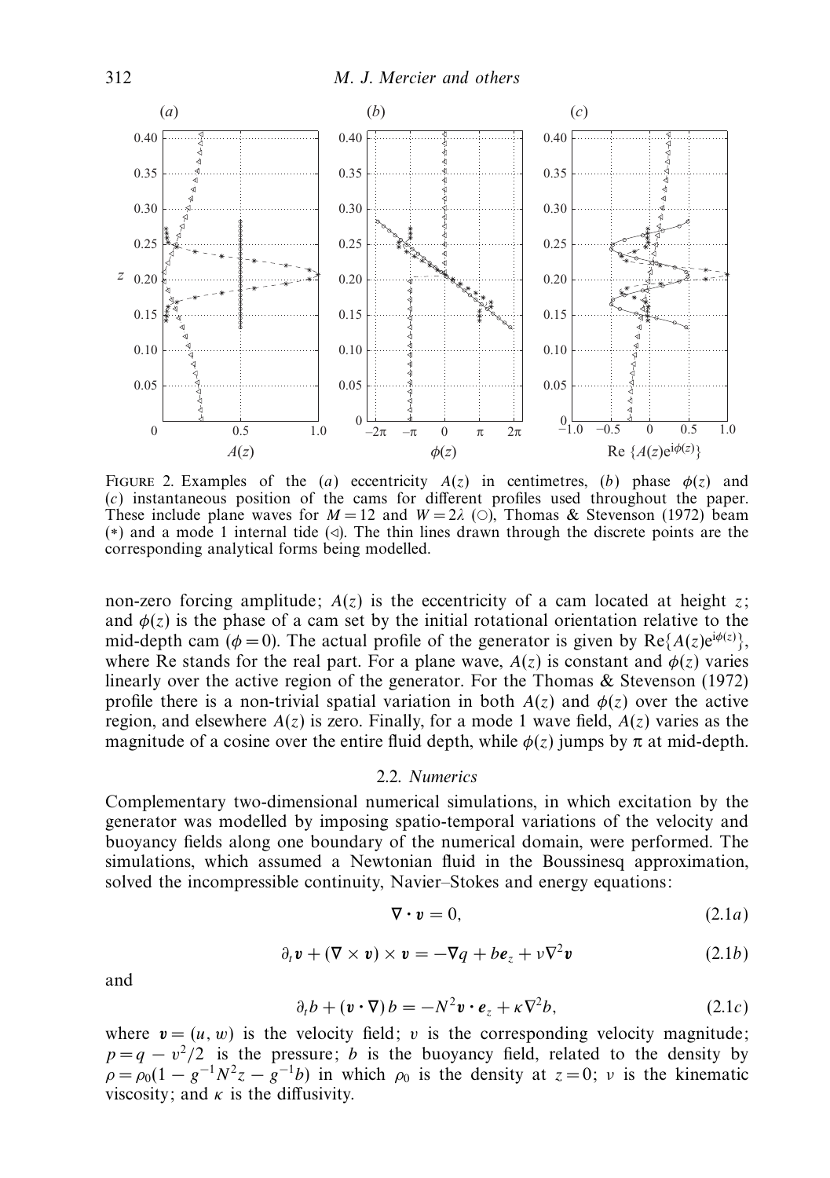FIGURE 2. Examples of the (*a*) eccentricity $A(z)$ in centimetres, (*b*) phase $\phi(z)$ and (*c*) instantaneous position of the cams for different profiles used throughout the paper. These include plane waves for $M = 12$ and $W = 2\lambda$ (○), Thomas & Stevenson (1972) beam (∗) and a mode 1 internal tide (◁). The thin lines drawn through the discrete points are the corresponding analytical forms being modelled.

non-zero forcing amplitude; $A(z)$ is the eccentricity of a cam located at height $z$; and $\phi(z)$ is the phase of a cam set by the initial rotational orientation relative to the mid-depth cam ($\phi = 0$). The actual profile of the generator is given by $\mathrm{Re}\{A(z)\mathrm{e}^{\mathrm{i}\phi(z)}\}$, where Re stands for the real part. For a plane wave, $A(z)$ is constant and $\phi(z)$ varies linearly over the active region of the generator. For the Thomas & Stevenson (1972) profile there is a non-trivial spatial variation in both $A(z)$ and $\phi(z)$ over the active region, and elsewhere $A(z)$ is zero. Finally, for a mode 1 wave field, $A(z)$ varies as the magnitude of a cosine over the entire fluid depth, while $\phi(z)$ jumps by $\pi$ at mid-depth.

### 2.2. *Numerics*

Complementary two-dimensional numerical simulations, in which excitation by the generator was modelled by imposing spatio-temporal variations of the velocity and buoyancy fields along one boundary of the numerical domain, were performed. The simulations, which assumed a Newtonian fluid in the Boussinesq approximation, solved the incompressible continuity, Navier–Stokes and energy equations:

$$\nabla \cdot \boldsymbol{v} = 0, \tag{2.1a}$$

$$\partial_t \boldsymbol{v} + (\nabla \times \boldsymbol{v}) \times \boldsymbol{v} = -\nabla q + b\boldsymbol{e}_z + \nu \nabla^2 \boldsymbol{v} \tag{2.1b}$$

and

$$\partial_t b + (\boldsymbol{v} \cdot \nabla) b = -N^2 \boldsymbol{v} \cdot \boldsymbol{e}_z + \kappa \nabla^2 b, \tag{2.1c}$$

where $\boldsymbol{v} = (u, w)$ is the velocity field; $v$ is the corresponding velocity magnitude; $p = q - v^2/2$ is the pressure; $b$ is the buoyancy field, related to the density by $\rho = \rho_0(1 - g^{-1}N^2 z - g^{-1}b)$ in which $\rho_0$ is the density at $z = 0$; $\nu$ is the kinematic viscosity; and $\kappa$ is the diffusivity.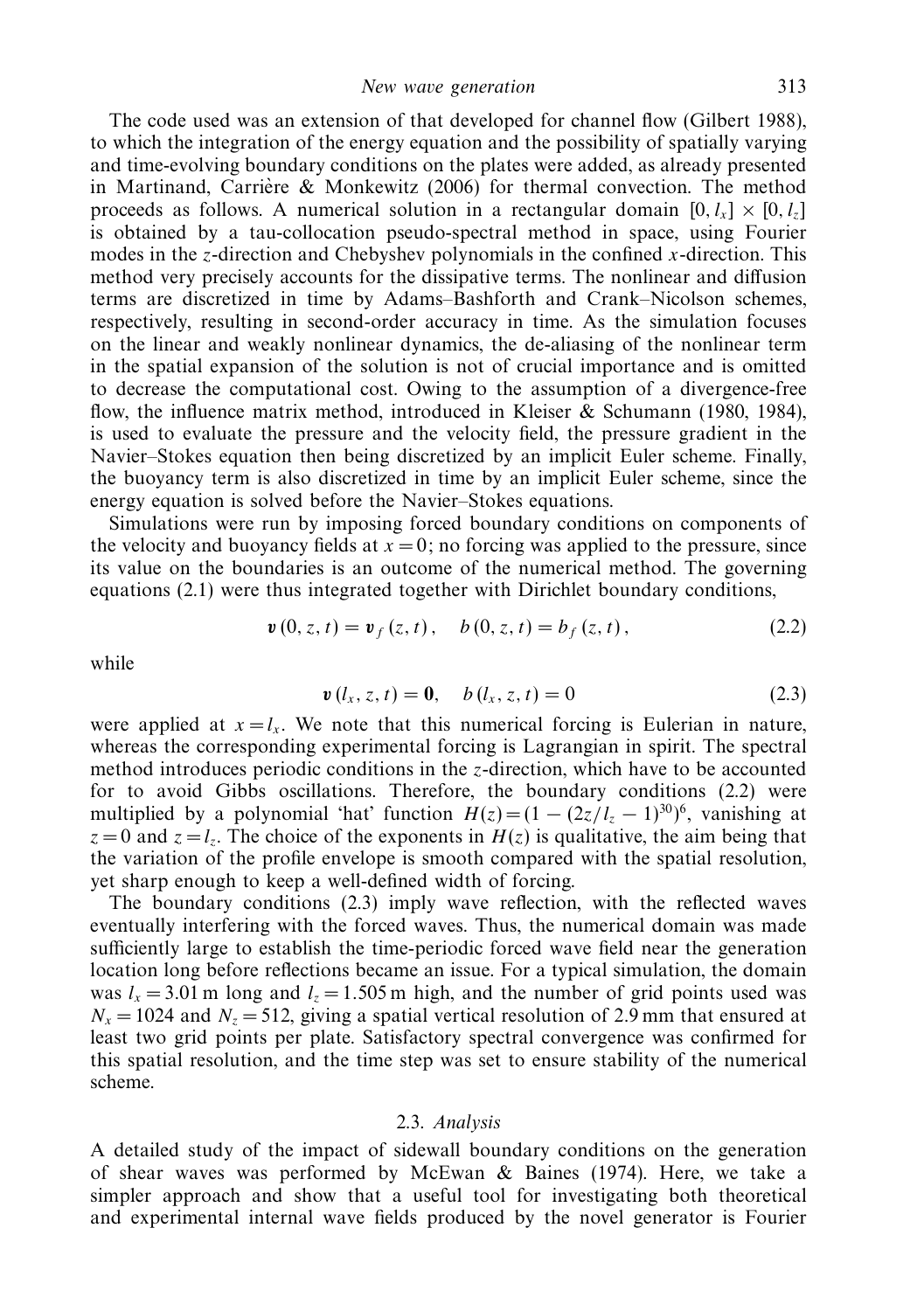The code used was an extension of that developed for channel flow (Gilbert 1988), to which the integration of the energy equation and the possibility of spatially varying and time-evolving boundary conditions on the plates were added, as already presented in Martinand, Carrière & Monkewitz (2006) for thermal convection. The method proceeds as follows. A numerical solution in a rectangular domain $[0, l_x] \times [0, l_z]$ is obtained by a tau-collocation pseudo-spectral method in space, using Fourier modes in the $z$-direction and Chebyshev polynomials in the confined $x$-direction. This method very precisely accounts for the dissipative terms. The nonlinear and diffusion terms are discretized in time by Adams–Bashforth and Crank–Nicolson schemes, respectively, resulting in second-order accuracy in time. As the simulation focuses on the linear and weakly nonlinear dynamics, the de-aliasing of the nonlinear term in the spatial expansion of the solution is not of crucial importance and is omitted to decrease the computational cost. Owing to the assumption of a divergence-free flow, the influence matrix method, introduced in Kleiser & Schumann (1980, 1984), is used to evaluate the pressure and the velocity field, the pressure gradient in the Navier–Stokes equation then being discretized by an implicit Euler scheme. Finally, the buoyancy term is also discretized in time by an implicit Euler scheme, since the energy equation is solved before the Navier–Stokes equations.

Simulations were run by imposing forced boundary conditions on components of the velocity and buoyancy fields at $x = 0$; no forcing was applied to the pressure, since its value on the boundaries is an outcome of the numerical method. The governing equations (2.1) were thus integrated together with Dirichlet boundary conditions,

$$\boldsymbol{v}(0, z, t) = \boldsymbol{v}_f(z, t), \quad b(0, z, t) = b_f(z, t), \tag{2.2}$$

while

$$\boldsymbol{v}(l_x, z, t) = \boldsymbol{0}, \quad b(l_x, z, t) = 0 \tag{2.3}$$

were applied at $x = l_x$. We note that this numerical forcing is Eulerian in nature, whereas the corresponding experimental forcing is Lagrangian in spirit. The spectral method introduces periodic conditions in the $z$-direction, which have to be accounted for to avoid Gibbs oscillations. Therefore, the boundary conditions (2.2) were multiplied by a polynomial 'hat' function $H(z) = (1 - (2z/l_z - 1)^{30})^6$, vanishing at $z = 0$ and $z = l_z$. The choice of the exponents in $H(z)$ is qualitative, the aim being that the variation of the profile envelope is smooth compared with the spatial resolution, yet sharp enough to keep a well-defined width of forcing.

The boundary conditions (2.3) imply wave reflection, with the reflected waves eventually interfering with the forced waves. Thus, the numerical domain was made sufficiently large to establish the time-periodic forced wave field near the generation location long before reflections became an issue. For a typical simulation, the domain was $l_x = 3.01$ m long and $l_z = 1.505$ m high, and the number of grid points used was $N_x = 1024$ and $N_z = 512$, giving a spatial vertical resolution of 2.9 mm that ensured at least two grid points per plate. Satisfactory spectral convergence was confirmed for this spatial resolution, and the time step was set to ensure stability of the numerical scheme.

### 2.3. *Analysis*

A detailed study of the impact of sidewall boundary conditions on the generation of shear waves was performed by McEwan & Baines (1974). Here, we take a simpler approach and show that a useful tool for investigating both theoretical and experimental internal wave fields produced by the novel generator is Fourier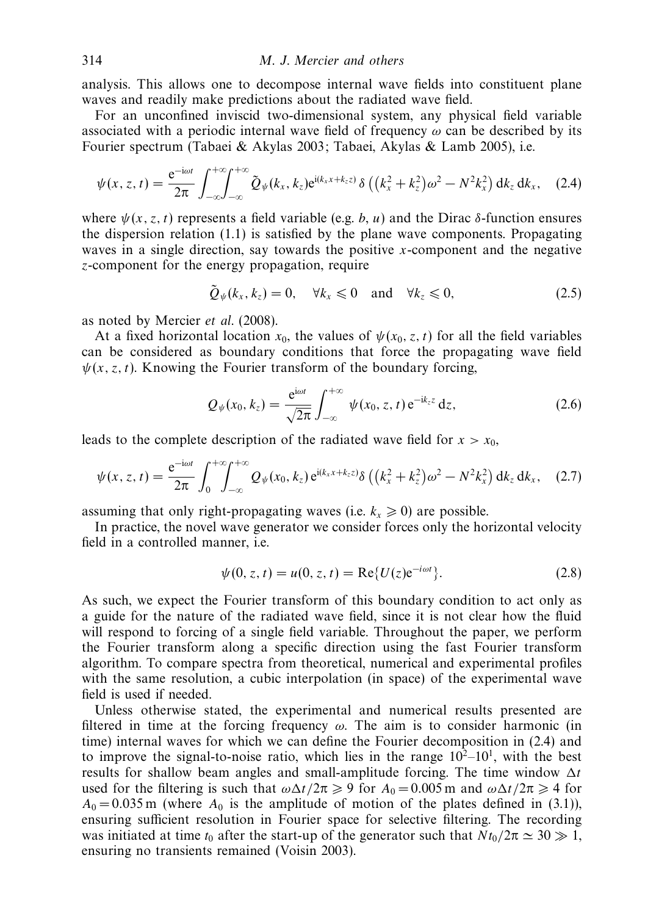analysis. This allows one to decompose internal wave fields into constituent plane waves and readily make predictions about the radiated wave field.

For an unconfined inviscid two-dimensional system, any physical field variable associated with a periodic internal wave field of frequency $\omega$ can be described by its Fourier spectrum (Tabaei & Akylas 2003; Tabaei, Akylas & Lamb 2005), i.e.

$$\psi(x,z,t) = \frac{\mathrm{e}^{-\mathrm{i}\omega t}}{2\pi}\int_{-\infty}^{+\infty}\int_{-\infty}^{+\infty} \tilde{Q}_{\psi}(k_x,k_z)\mathrm{e}^{\mathrm{i}(k_x x + k_z z)}\,\delta\left(\left(k_x^2+k_z^2\right)\omega^2 - N^2k_x^2\right)\mathrm{d}k_z\,\mathrm{d}k_x, \quad (2.4)$$

where $\psi(x,z,t)$ represents a field variable (e.g. $b$, $u$) and the Dirac $\delta$-function ensures the dispersion relation (1.1) is satisfied by the plane wave components. Propagating waves in a single direction, say towards the positive $x$-component and the negative $z$-component for the energy propagation, require

$$\tilde{Q}_{\psi}(k_x,k_z) = 0, \quad \forall k_x \leqslant 0 \quad \text{and} \quad \forall k_z \leqslant 0, \quad (2.5)$$

as noted by Mercier *et al.* (2008).

At a fixed horizontal location $x_0$, the values of $\psi(x_0,z,t)$ for all the field variables can be considered as boundary conditions that force the propagating wave field $\psi(x,z,t)$. Knowing the Fourier transform of the boundary forcing,

$$Q_{\psi}(x_0,k_z) = \frac{\mathrm{e}^{\mathrm{i}\omega t}}{\sqrt{2\pi}}\int_{-\infty}^{+\infty}\psi(x_0,z,t)\,\mathrm{e}^{-\mathrm{i}k_z z}\,\mathrm{d}z, \quad (2.6)$$

leads to the complete description of the radiated wave field for $x > x_0$,

$$\psi(x,z,t) = \frac{\mathrm{e}^{-\mathrm{i}\omega t}}{2\pi}\int_{0}^{+\infty}\int_{-\infty}^{+\infty} Q_{\psi}(x_0,k_z)\,\mathrm{e}^{\mathrm{i}(k_x x + k_z z)}\delta\left(\left(k_x^2+k_z^2\right)\omega^2 - N^2k_x^2\right)\mathrm{d}k_z\,\mathrm{d}k_x, \quad (2.7)$$

assuming that only right-propagating waves (i.e. $k_x \geqslant 0$) are possible.

In practice, the novel wave generator we consider forces only the horizontal velocity field in a controlled manner, i.e.

$$\psi(0,z,t) = u(0,z,t) = \mathrm{Re}\{U(z)\mathrm{e}^{-i\omega t}\}. \quad (2.8)$$

As such, we expect the Fourier transform of this boundary condition to act only as a guide for the nature of the radiated wave field, since it is not clear how the fluid will respond to forcing of a single field variable. Throughout the paper, we perform the Fourier transform along a specific direction using the fast Fourier transform algorithm. To compare spectra from theoretical, numerical and experimental profiles with the same resolution, a cubic interpolation (in space) of the experimental wave field is used if needed.

Unless otherwise stated, the experimental and numerical results presented are filtered in time at the forcing frequency $\omega$. The aim is to consider harmonic (in time) internal waves for which we can define the Fourier decomposition in (2.4) and to improve the signal-to-noise ratio, which lies in the range $10^2$–$10^1$, with the best results for shallow beam angles and small-amplitude forcing. The time window $\Delta t$ used for the filtering is such that $\omega\Delta t/2\pi \geqslant 9$ for $A_0 = 0.005\,\mathrm{m}$ and $\omega\Delta t/2\pi \geqslant 4$ for $A_0 = 0.035\,\mathrm{m}$ (where $A_0$ is the amplitude of motion of the plates defined in (3.1)), ensuring sufficient resolution in Fourier space for selective filtering. The recording was initiated at time $t_0$ after the start-up of the generator such that $Nt_0/2\pi \simeq 30 \gg 1$, ensuring no transients remained (Voisin 2003).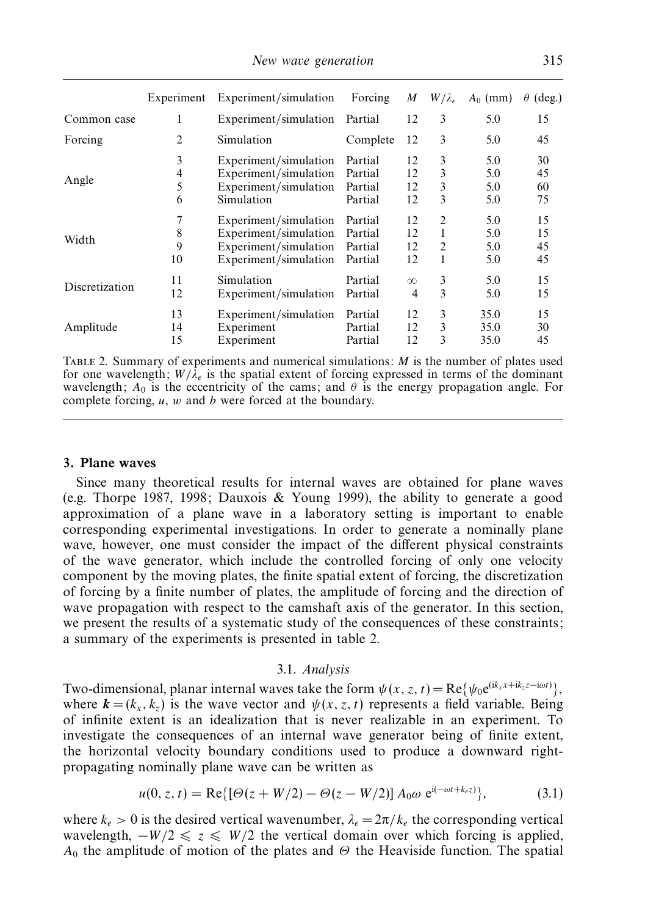|  | Experiment | Experiment/simulation | Forcing | $M$ | $W/\lambda_e$ | $A_0$ (mm) | $\theta$ (deg.) |
|---|---|---|---|---|---|---|---|
| Common case | 1 | Experiment/simulation | Partial | 12 | 3 | 5.0 | 15 |
| Forcing | 2 | Simulation | Complete | 12 | 3 | 5.0 | 45 |
| Angle | 3 | Experiment/simulation | Partial | 12 | 3 | 5.0 | 30 |
|  | 4 | Experiment/simulation | Partial | 12 | 3 | 5.0 | 45 |
|  | 5 | Experiment/simulation | Partial | 12 | 3 | 5.0 | 60 |
|  | 6 | Simulation | Partial | 12 | 3 | 5.0 | 75 |
| Width | 7 | Experiment/simulation | Partial | 12 | 2 | 5.0 | 15 |
|  | 8 | Experiment/simulation | Partial | 12 | 1 | 5.0 | 15 |
|  | 9 | Experiment/simulation | Partial | 12 | 2 | 5.0 | 45 |
|  | 10 | Experiment/simulation | Partial | 12 | 1 | 5.0 | 45 |
| Discretization | 11 | Simulation | Partial | $\infty$ | 3 | 5.0 | 15 |
|  | 12 | Experiment/simulation | Partial | 4 | 3 | 5.0 | 15 |
| Amplitude | 13 | Experiment/simulation | Partial | 12 | 3 | 35.0 | 15 |
|  | 14 | Experiment | Partial | 12 | 3 | 35.0 | 30 |
|  | 15 | Experiment | Partial | 12 | 3 | 35.0 | 45 |

TABLE 2. Summary of experiments and numerical simulations: $M$ is the number of plates used for one wavelength; $W/\lambda_e$ is the spatial extent of forcing expressed in terms of the dominant wavelength; $A_0$ is the eccentricity of the cams; and $\theta$ is the energy propagation angle. For complete forcing, $u$, $w$ and $b$ were forced at the boundary.

## 3. Plane waves

Since many theoretical results for internal waves are obtained for plane waves (e.g. Thorpe 1987, 1998; Dauxois & Young 1999), the ability to generate a good approximation of a plane wave in a laboratory setting is important to enable corresponding experimental investigations. In order to generate a nominally plane wave, however, one must consider the impact of the different physical constraints of the wave generator, which include the controlled forcing of only one velocity component by the moving plates, the finite spatial extent of forcing, the discretization of forcing by a finite number of plates, the amplitude of forcing and the direction of wave propagation with respect to the camshaft axis of the generator. In this section, we present the results of a systematic study of the consequences of these constraints; a summary of the experiments is presented in table 2.

### 3.1. *Analysis*

Two-dimensional, planar internal waves take the form $\psi(x, z, t) = \mathrm{Re}\{\psi_0 \mathrm{e}^{(\mathrm{i}k_x x + \mathrm{i}k_z z - \mathrm{i}\omega t)}\}$, where $\boldsymbol{k} = (k_x, k_z)$ is the wave vector and $\psi(x, z, t)$ represents a field variable. Being of infinite extent is an idealization that is never realizable in an experiment. To investigate the consequences of an internal wave generator being of finite extent, the horizontal velocity boundary conditions used to produce a downward right-propagating nominally plane wave can be written as

$$u(0, z, t) = \mathrm{Re}\{[\Theta(z + W/2) - \Theta(z - W/2)]\, A_0 \omega\, \mathrm{e}^{\mathrm{i}(-\omega t + k_e z)}\}, \tag{3.1}$$

where $k_e > 0$ is the desired vertical wavenumber, $\lambda_e = 2\pi/k_e$ the corresponding vertical wavelength, $-W/2 \leqslant z \leqslant W/2$ the vertical domain over which forcing is applied, $A_0$ the amplitude of motion of the plates and $\Theta$ the Heaviside function. The spatial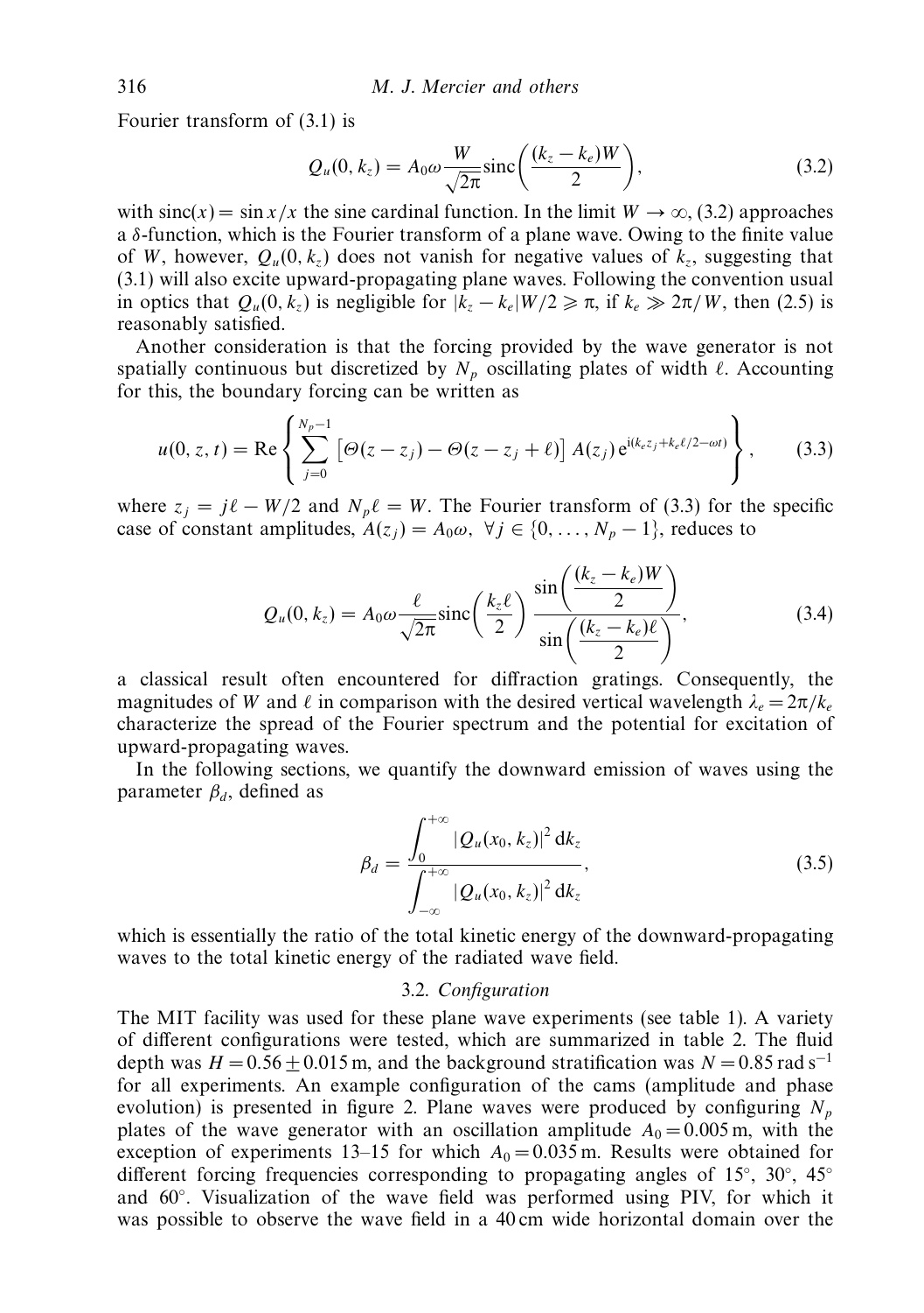Fourier transform of (3.1) is

$$Q_u(0, k_z) = A_0\omega \frac{W}{\sqrt{2\pi}} \mathrm{sinc}\left(\frac{(k_z - k_e)W}{2}\right), \tag{3.2}$$

with $\mathrm{sinc}(x) = \sin x / x$ the sine cardinal function. In the limit $W \to \infty$, (3.2) approaches a $\delta$-function, which is the Fourier transform of a plane wave. Owing to the finite value of $W$, however, $Q_u(0, k_z)$ does not vanish for negative values of $k_z$, suggesting that (3.1) will also excite upward-propagating plane waves. Following the convention usual in optics that $Q_u(0, k_z)$ is negligible for $|k_z - k_e|W/2 \geqslant \pi$, if $k_e \gg 2\pi/W$, then (2.5) is reasonably satisfied.

Another consideration is that the forcing provided by the wave generator is not spatially continuous but discretized by $N_p$ oscillating plates of width $\ell$. Accounting for this, the boundary forcing can be written as

$$u(0, z, t) = \mathrm{Re}\left\{ \sum_{j=0}^{N_p - 1} \left[\Theta(z - z_j) - \Theta(z - z_j + \ell)\right] A(z_j)\, \mathrm{e}^{\mathrm{i}(k_e z_j + k_e \ell/2 - \omega t)} \right\}, \tag{3.3}$$

where $z_j = j\ell - W/2$ and $N_p \ell = W$. The Fourier transform of (3.3) for the specific case of constant amplitudes, $A(z_j) = A_0\omega$, $\forall j \in \{0, \ldots, N_p - 1\}$, reduces to

$$Q_u(0, k_z) = A_0\omega \frac{\ell}{\sqrt{2\pi}} \mathrm{sinc}\left(\frac{k_z \ell}{2}\right) \frac{\sin\left(\dfrac{(k_z - k_e)W}{2}\right)}{\sin\left(\dfrac{(k_z - k_e)\ell}{2}\right)}, \tag{3.4}$$

a classical result often encountered for diffraction gratings. Consequently, the magnitudes of $W$ and $\ell$ in comparison with the desired vertical wavelength $\lambda_e = 2\pi/k_e$ characterize the spread of the Fourier spectrum and the potential for excitation of upward-propagating waves.

In the following sections, we quantify the downward emission of waves using the parameter $\beta_d$, defined as

$$\beta_d = \frac{\displaystyle\int_0^{+\infty} |Q_u(x_0, k_z)|^2 \, \mathrm{d}k_z}{\displaystyle\int_{-\infty}^{+\infty} |Q_u(x_0, k_z)|^2 \, \mathrm{d}k_z}, \tag{3.5}$$

which is essentially the ratio of the total kinetic energy of the downward-propagating waves to the total kinetic energy of the radiated wave field.

### 3.2. *Configuration*

The MIT facility was used for these plane wave experiments (see table 1). A variety of different configurations were tested, which are summarized in table 2. The fluid depth was $H = 0.56 \pm 0.015$ m, and the background stratification was $N = 0.85\ \mathrm{rad\ s^{-1}}$ for all experiments. An example configuration of the cams (amplitude and phase evolution) is presented in figure 2. Plane waves were produced by configuring $N_p$ plates of the wave generator with an oscillation amplitude $A_0 = 0.005$ m, with the exception of experiments 13–15 for which $A_0 = 0.035$ m. Results were obtained for different forcing frequencies corresponding to propagating angles of 15°, 30°, 45° and 60°. Visualization of the wave field was performed using PIV, for which it was possible to observe the wave field in a 40 cm wide horizontal domain over the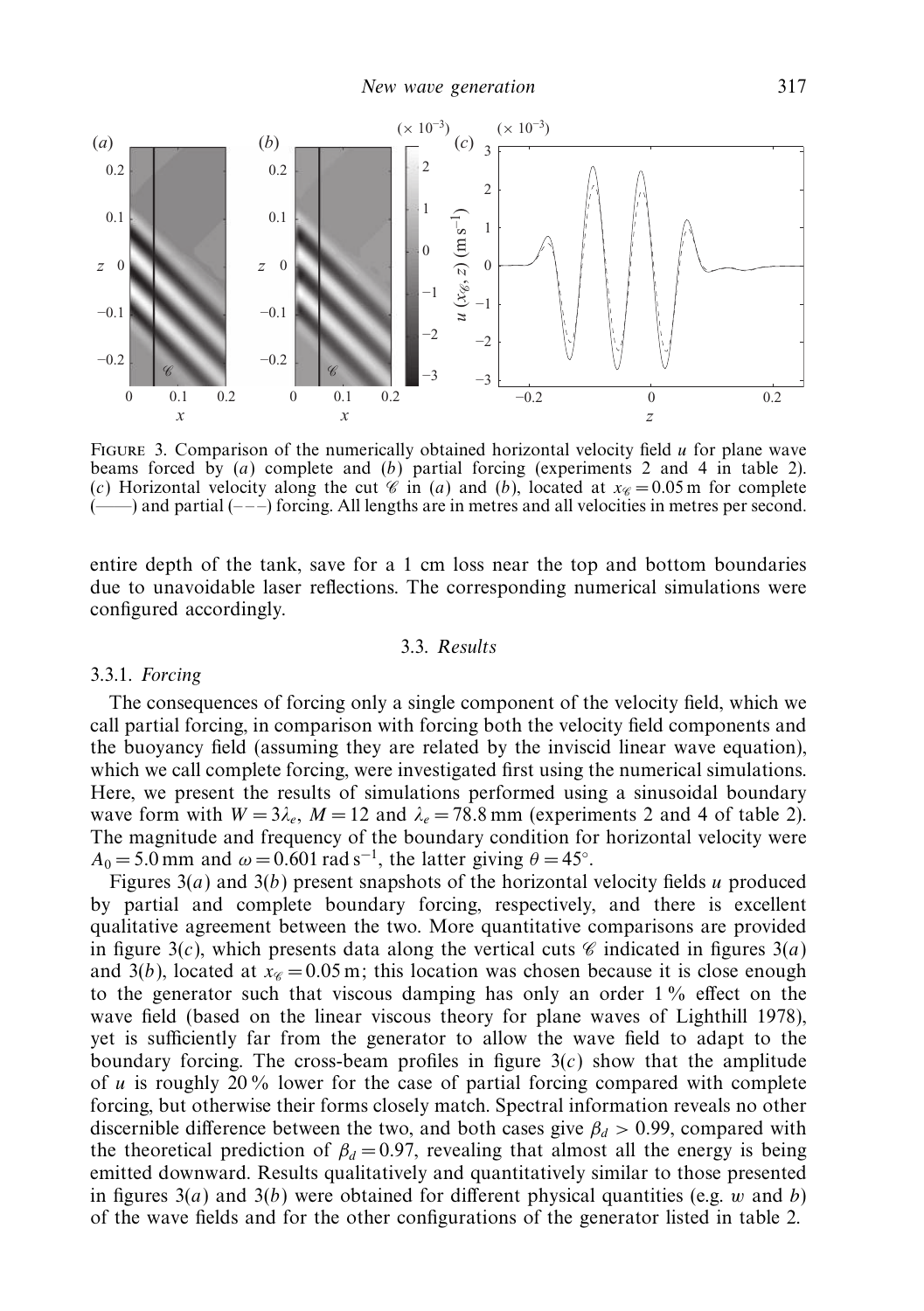FIGURE 3. Comparison of the numerically obtained horizontal velocity field $u$ for plane wave beams forced by (*a*) complete and (*b*) partial forcing (experiments 2 and 4 in table 2). (*c*) Horizontal velocity along the cut $\mathscr{C}$ in (*a*) and (*b*), located at $x_{\mathscr{C}} = 0.05$ m for complete (——) and partial (– – –) forcing. All lengths are in metres and all velocities in metres per second.

entire depth of the tank, save for a 1 cm loss near the top and bottom boundaries due to unavoidable laser reflections. The corresponding numerical simulations were configured accordingly.

## 3.3. *Results*

### 3.3.1. *Forcing*

The consequences of forcing only a single component of the velocity field, which we call partial forcing, in comparison with forcing both the velocity field components and the buoyancy field (assuming they are related by the inviscid linear wave equation), which we call complete forcing, were investigated first using the numerical simulations. Here, we present the results of simulations performed using a sinusoidal boundary wave form with $W = 3\lambda_e$, $M = 12$ and $\lambda_e = 78.8$ mm (experiments 2 and 4 of table 2). The magnitude and frequency of the boundary condition for horizontal velocity were $A_0 = 5.0$ mm and $\omega = 0.601$ rad s$^{-1}$, the latter giving $\theta = 45^{\circ}$.

Figures 3(*a*) and 3(*b*) present snapshots of the horizontal velocity fields $u$ produced by partial and complete boundary forcing, respectively, and there is excellent qualitative agreement between the two. More quantitative comparisons are provided in figure 3(*c*), which presents data along the vertical cuts $\mathscr{C}$ indicated in figures 3(*a*) and 3(*b*), located at $x_{\mathscr{C}} = 0.05$ m; this location was chosen because it is close enough to the generator such that viscous damping has only an order 1 % effect on the wave field (based on the linear viscous theory for plane waves of Lighthill 1978), yet is sufficiently far from the generator to allow the wave field to adapt to the boundary forcing. The cross-beam profiles in figure 3(*c*) show that the amplitude of $u$ is roughly 20 % lower for the case of partial forcing compared with complete forcing, but otherwise their forms closely match. Spectral information reveals no other discernible difference between the two, and both cases give $\beta_d > 0.99$, compared with the theoretical prediction of $\beta_d = 0.97$, revealing that almost all the energy is being emitted downward. Results qualitatively and quantitatively similar to those presented in figures 3(*a*) and 3(*b*) were obtained for different physical quantities (e.g. $w$ and $b$) of the wave fields and for the other configurations of the generator listed in table 2.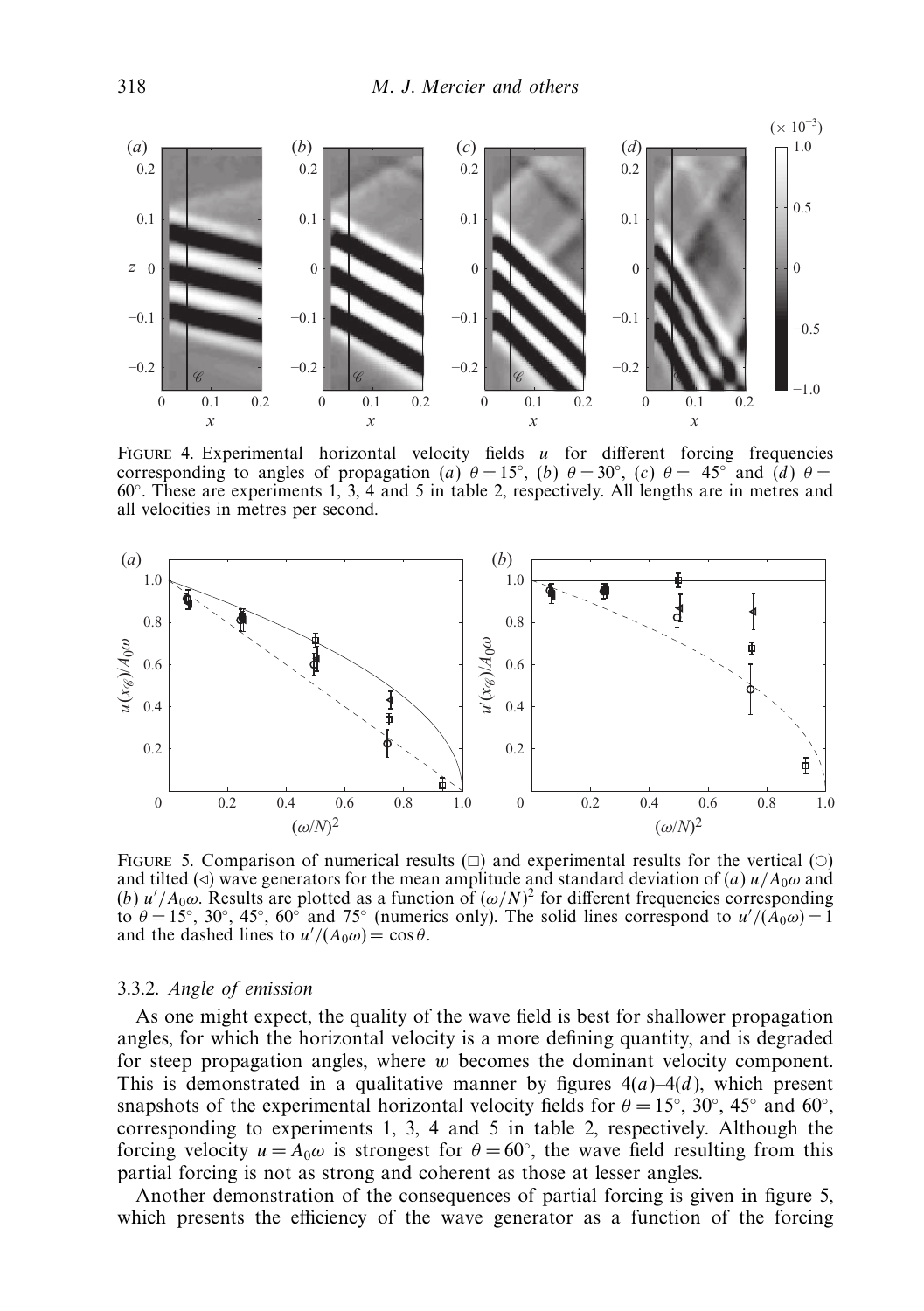FIGURE 4. Experimental horizontal velocity fields $u$ for different forcing frequencies corresponding to angles of propagation (*a*) $\theta = 15^\circ$, (*b*) $\theta = 30^\circ$, (*c*) $\theta = 45^\circ$ and (*d*) $\theta = 60^\circ$. These are experiments 1, 3, 4 and 5 in table 2, respectively. All lengths are in metres and all velocities in metres per second.

FIGURE 5. Comparison of numerical results (□) and experimental results for the vertical (○) and tilted (◁) wave generators for the mean amplitude and standard deviation of (*a*) $u/A_0\omega$ and (*b*) $u'/A_0\omega$. Results are plotted as a function of $(\omega/N)^2$ for different frequencies corresponding to $\theta = 15^\circ$, $30^\circ$, $45^\circ$, $60^\circ$ and $75^\circ$ (numerics only). The solid lines correspond to $u'/(A_0\omega) = 1$ and the dashed lines to $u'/(A_0\omega) = \cos\theta$.

### 3.3.2. *Angle of emission*

As one might expect, the quality of the wave field is best for shallower propagation angles, for which the horizontal velocity is a more defining quantity, and is degraded for steep propagation angles, where $w$ becomes the dominant velocity component. This is demonstrated in a qualitative manner by figures 4(*a*)–4(*d*), which present snapshots of the experimental horizontal velocity fields for $\theta = 15^\circ$, $30^\circ$, $45^\circ$ and $60^\circ$, corresponding to experiments 1, 3, 4 and 5 in table 2, respectively. Although the forcing velocity $u = A_0\omega$ is strongest for $\theta = 60^\circ$, the wave field resulting from this partial forcing is not as strong and coherent as those at lesser angles.

Another demonstration of the consequences of partial forcing is given in figure 5, which presents the efficiency of the wave generator as a function of the forcing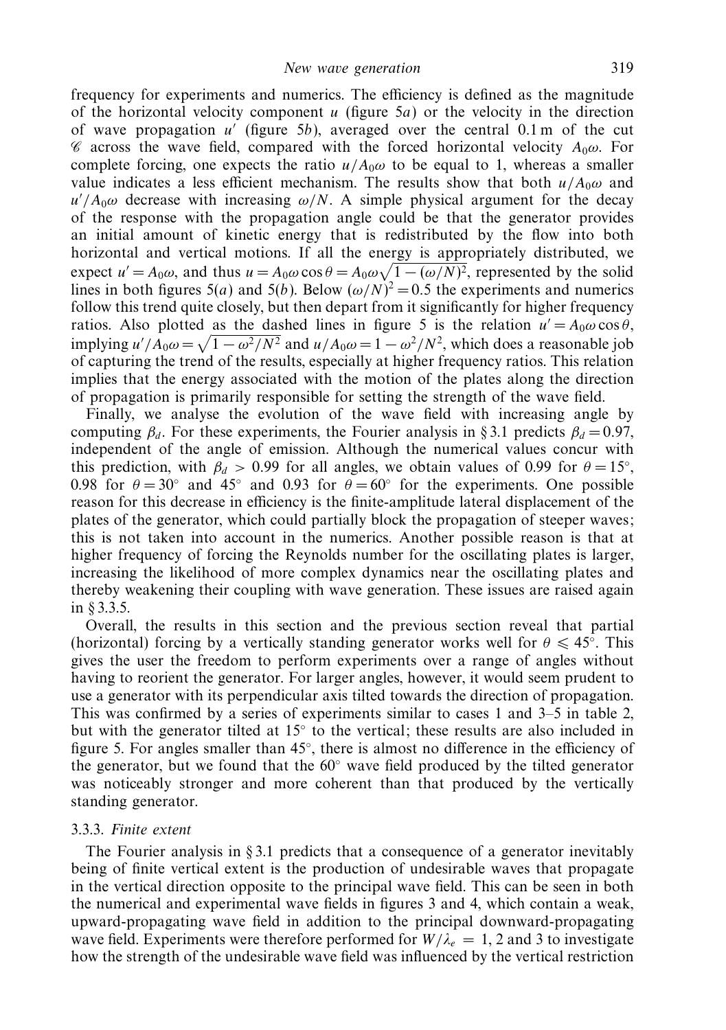frequency for experiments and numerics. The efficiency is defined as the magnitude of the horizontal velocity component $u$ (figure 5$a$) or the velocity in the direction of wave propagation $u'$ (figure 5$b$), averaged over the central 0.1 m of the cut $\mathscr{C}$ across the wave field, compared with the forced horizontal velocity $A_0\omega$. For complete forcing, one expects the ratio $u/A_0\omega$ to be equal to 1, whereas a smaller value indicates a less efficient mechanism. The results show that both $u/A_0\omega$ and $u'/A_0\omega$ decrease with increasing $\omega/N$. A simple physical argument for the decay of the response with the propagation angle could be that the generator provides an initial amount of kinetic energy that is redistributed by the flow into both horizontal and vertical motions. If all the energy is appropriately distributed, we expect $u' = A_0\omega$, and thus $u = A_0\omega\cos\theta = A_0\omega\sqrt{1-(\omega/N)^2}$, represented by the solid lines in both figures 5($a$) and 5($b$). Below $(\omega/N)^2 = 0.5$ the experiments and numerics follow this trend quite closely, but then depart from it significantly for higher frequency ratios. Also plotted as the dashed lines in figure 5 is the relation $u' = A_0\omega\cos\theta$, implying $u'/A_0\omega = \sqrt{1-\omega^2/N^2}$ and $u/A_0\omega = 1-\omega^2/N^2$, which does a reasonable job of capturing the trend of the results, especially at higher frequency ratios. This relation implies that the energy associated with the motion of the plates along the direction of propagation is primarily responsible for setting the strength of the wave field.

Finally, we analyse the evolution of the wave field with increasing angle by computing $\beta_d$. For these experiments, the Fourier analysis in § 3.1 predicts $\beta_d = 0.97$, independent of the angle of emission. Although the numerical values concur with this prediction, with $\beta_d > 0.99$ for all angles, we obtain values of 0.99 for $\theta = 15^\circ$, 0.98 for $\theta = 30^\circ$ and $45^\circ$ and 0.93 for $\theta = 60^\circ$ for the experiments. One possible reason for this decrease in efficiency is the finite-amplitude lateral displacement of the plates of the generator, which could partially block the propagation of steeper waves; this is not taken into account in the numerics. Another possible reason is that at higher frequency of forcing the Reynolds number for the oscillating plates is larger, increasing the likelihood of more complex dynamics near the oscillating plates and thereby weakening their coupling with wave generation. These issues are raised again in § 3.3.5.

Overall, the results in this section and the previous section reveal that partial (horizontal) forcing by a vertically standing generator works well for $\theta \leqslant 45^\circ$. This gives the user the freedom to perform experiments over a range of angles without having to reorient the generator. For larger angles, however, it would seem prudent to use a generator with its perpendicular axis tilted towards the direction of propagation. This was confirmed by a series of experiments similar to cases 1 and 3–5 in table 2, but with the generator tilted at $15^\circ$ to the vertical; these results are also included in figure 5. For angles smaller than $45^\circ$, there is almost no difference in the efficiency of the generator, but we found that the $60^\circ$ wave field produced by the tilted generator was noticeably stronger and more coherent than that produced by the vertically standing generator.

### 3.3.3. *Finite extent*

The Fourier analysis in § 3.1 predicts that a consequence of a generator inevitably being of finite vertical extent is the production of undesirable waves that propagate in the vertical direction opposite to the principal wave field. This can be seen in both the numerical and experimental wave fields in figures 3 and 4, which contain a weak, upward-propagating wave field in addition to the principal downward-propagating wave field. Experiments were therefore performed for $W/\lambda_e = 1$, 2 and 3 to investigate how the strength of the undesirable wave field was influenced by the vertical restriction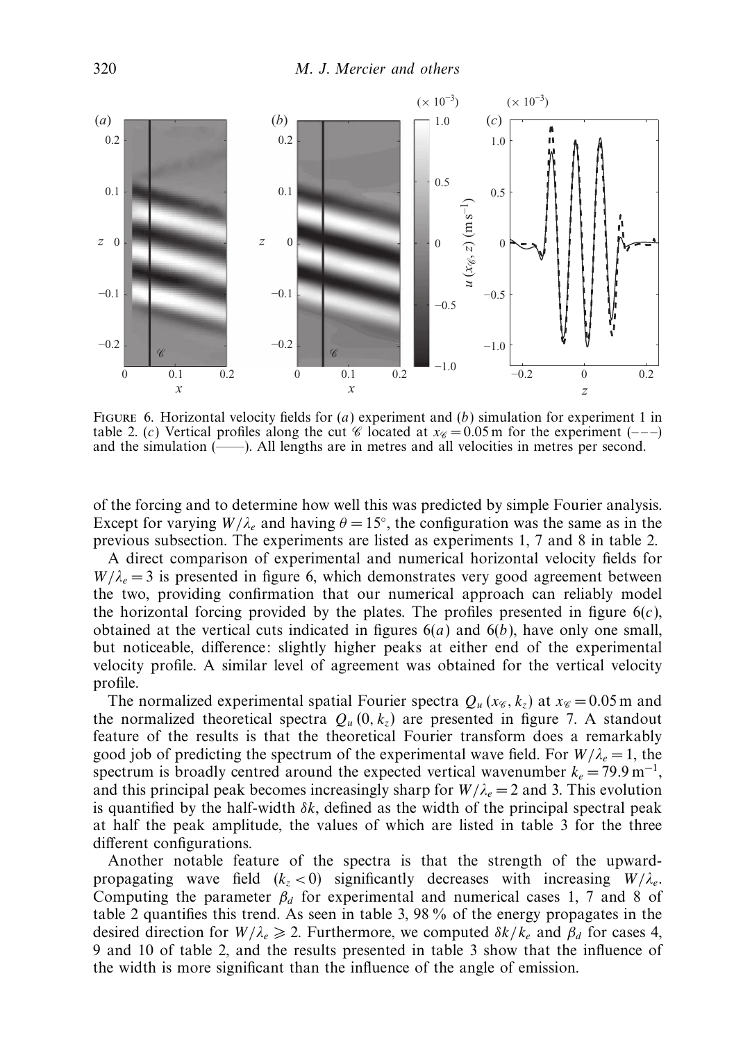FIGURE 6. Horizontal velocity fields for (*a*) experiment and (*b*) simulation for experiment 1 in table 2. (*c*) Vertical profiles along the cut $\mathscr{C}$ located at $x_{\mathscr{C}} = 0.05$ m for the experiment (– – –) and the simulation (——). All lengths are in metres and all velocities in metres per second.

of the forcing and to determine how well this was predicted by simple Fourier analysis. Except for varying $W/\lambda_e$ and having $\theta = 15^\circ$, the configuration was the same as in the previous subsection. The experiments are listed as experiments 1, 7 and 8 in table 2.

A direct comparison of experimental and numerical horizontal velocity fields for $W/\lambda_e = 3$ is presented in figure 6, which demonstrates very good agreement between the two, providing confirmation that our numerical approach can reliably model the horizontal forcing provided by the plates. The profiles presented in figure 6(*c*), obtained at the vertical cuts indicated in figures 6(*a*) and 6(*b*), have only one small, but noticeable, difference: slightly higher peaks at either end of the experimental velocity profile. A similar level of agreement was obtained for the vertical velocity profile.

The normalized experimental spatial Fourier spectra $Q_u(x_{\mathscr{C}}, k_z)$ at $x_{\mathscr{C}} = 0.05$ m and the normalized theoretical spectra $Q_u(0, k_z)$ are presented in figure 7. A standout feature of the results is that the theoretical Fourier transform does a remarkably good job of predicting the spectrum of the experimental wave field. For $W/\lambda_e = 1$, the spectrum is broadly centred around the expected vertical wavenumber $k_e = 79.9\,\mathrm{m}^{-1}$, and this principal peak becomes increasingly sharp for $W/\lambda_e = 2$ and 3. This evolution is quantified by the half-width $\delta k$, defined as the width of the principal spectral peak at half the peak amplitude, the values of which are listed in table 3 for the three different configurations.

Another notable feature of the spectra is that the strength of the upward-propagating wave field ($k_z < 0$) significantly decreases with increasing $W/\lambda_e$. Computing the parameter $\beta_d$ for experimental and numerical cases 1, 7 and 8 of table 2 quantifies this trend. As seen in table 3, 98 % of the energy propagates in the desired direction for $W/\lambda_e \geqslant 2$. Furthermore, we computed $\delta k/k_e$ and $\beta_d$ for cases 4, 9 and 10 of table 2, and the results presented in table 3 show that the influence of the width is more significant than the influence of the angle of emission.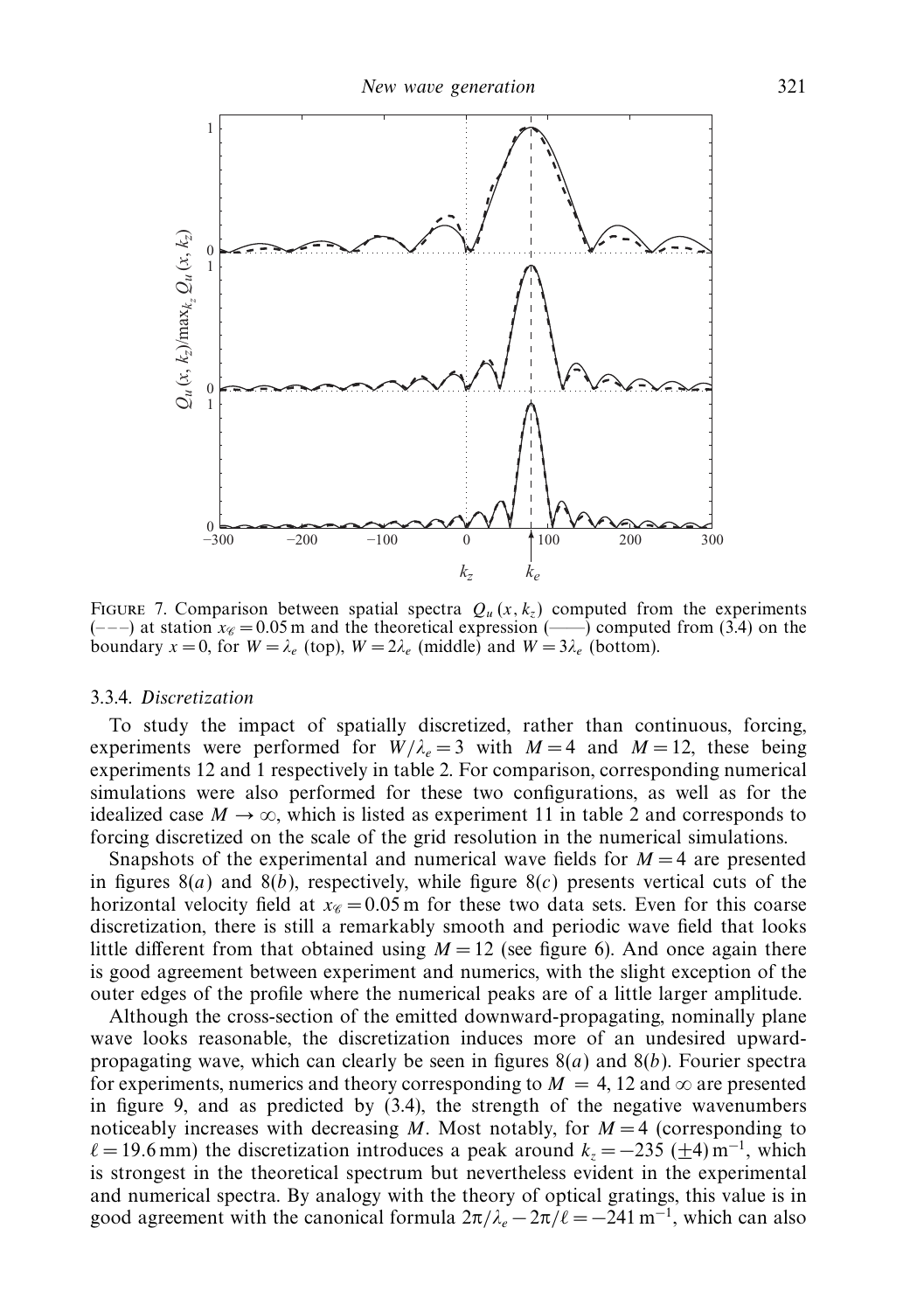FIGURE 7. Comparison between spatial spectra $Q_u(x, k_z)$ computed from the experiments (– – –) at station $x_{\mathscr{C}} = 0.05$ m and the theoretical expression (——) computed from (3.4) on the boundary $x = 0$, for $W = \lambda_e$ (top), $W = 2\lambda_e$ (middle) and $W = 3\lambda_e$ (bottom).

#### 3.3.4. *Discretization*

To study the impact of spatially discretized, rather than continuous, forcing, experiments were performed for $W/\lambda_e = 3$ with $M = 4$ and $M = 12$, these being experiments 12 and 1 respectively in table 2. For comparison, corresponding numerical simulations were also performed for these two configurations, as well as for the idealized case $M \to \infty$, which is listed as experiment 11 in table 2 and corresponds to forcing discretized on the scale of the grid resolution in the numerical simulations.

Snapshots of the experimental and numerical wave fields for $M = 4$ are presented in figures 8(*a*) and 8(*b*), respectively, while figure 8(*c*) presents vertical cuts of the horizontal velocity field at $x_{\mathscr{C}} = 0.05$ m for these two data sets. Even for this coarse discretization, there is still a remarkably smooth and periodic wave field that looks little different from that obtained using $M = 12$ (see figure 6). And once again there is good agreement between experiment and numerics, with the slight exception of the outer edges of the profile where the numerical peaks are of a little larger amplitude.

Although the cross-section of the emitted downward-propagating, nominally plane wave looks reasonable, the discretization induces more of an undesired upward-propagating wave, which can clearly be seen in figures 8(*a*) and 8(*b*). Fourier spectra for experiments, numerics and theory corresponding to $M = 4$, 12 and $\infty$ are presented in figure 9, and as predicted by (3.4), the strength of the negative wavenumbers noticeably increases with decreasing $M$. Most notably, for $M = 4$ (corresponding to $\ell = 19.6$ mm) the discretization introduces a peak around $k_z = -235$ $(\pm 4)$ m$^{-1}$, which is strongest in the theoretical spectrum but nevertheless evident in the experimental and numerical spectra. By analogy with the theory of optical gratings, this value is in good agreement with the canonical formula $2\pi/\lambda_e - 2\pi/\ell = -241$ m$^{-1}$, which can also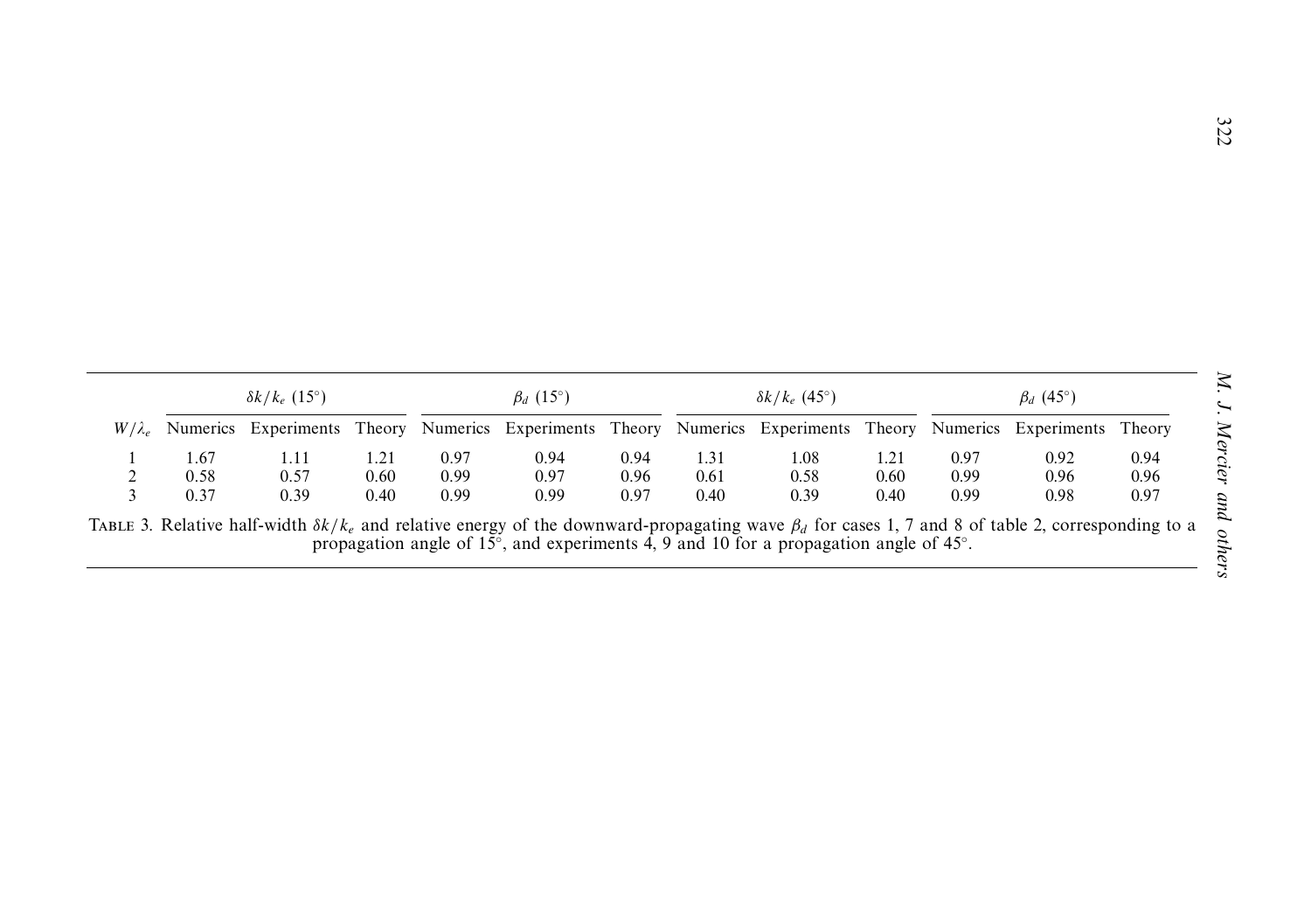| $W/\lambda_e$ | $\delta k/k_e$ (15°) | | | $\beta_d$ (15°) | | | $\delta k/k_e$ (45°) | | | $\beta_d$ (45°) | | |
|---|---|---|---|---|---|---|---|---|---|---|---|---|
| | Numerics | Experiments | Theory | Numerics | Experiments | Theory | Numerics | Experiments | Theory | Numerics | Experiments | Theory |
| 1 | 1.67 | 1.11 | 1.21 | 0.97 | 0.94 | 0.94 | 1.31 | 1.08 | 1.21 | 0.97 | 0.92 | 0.94 |
| 2 | 0.58 | 0.57 | 0.60 | 0.99 | 0.97 | 0.96 | 0.61 | 0.58 | 0.60 | 0.99 | 0.96 | 0.96 |
| 3 | 0.37 | 0.39 | 0.40 | 0.99 | 0.99 | 0.97 | 0.40 | 0.39 | 0.40 | 0.99 | 0.98 | 0.97 |

TABLE 3. Relative half-width $\delta k/k_e$ and relative energy of the downward-propagating wave $\beta_d$ for cases 1, 7 and 8 of table 2, corresponding to a propagation angle of 15°, and experiments 4, 9 and 10 for a propagation angle of 45°.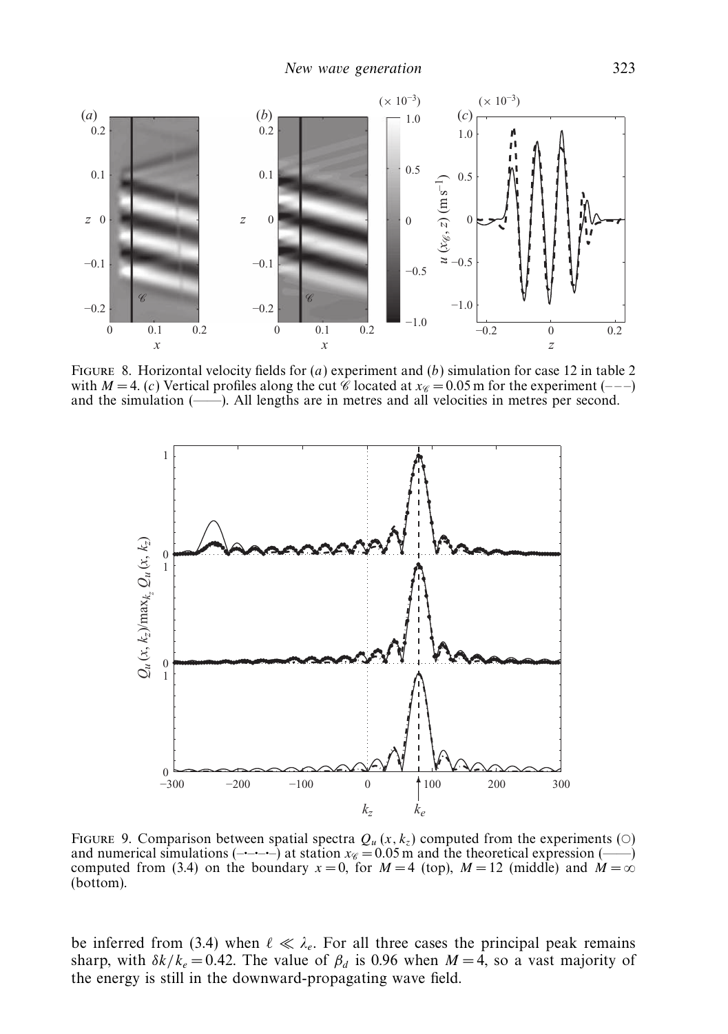FIGURE 8. Horizontal velocity fields for (*a*) experiment and (*b*) simulation for case 12 in table 2 with $M = 4$. (*c*) Vertical profiles along the cut $\mathscr{C}$ located at $x_{\mathscr{C}} = 0.05$ m for the experiment (– – –) and the simulation (——). All lengths are in metres and all velocities in metres per second.

FIGURE 9. Comparison between spatial spectra $Q_u(x, k_z)$ computed from the experiments (○) and numerical simulations (–·–·–) at station $x_{\mathscr{C}} = 0.05$ m and the theoretical expression (——) computed from (3.4) on the boundary $x = 0$, for $M = 4$ (top), $M = 12$ (middle) and $M = \infty$ (bottom).

be inferred from (3.4) when $\ell \ll \lambda_e$. For all three cases the principal peak remains sharp, with $\delta k / k_e = 0.42$. The value of $\beta_d$ is 0.96 when $M = 4$, so a vast majority of the energy is still in the downward-propagating wave field.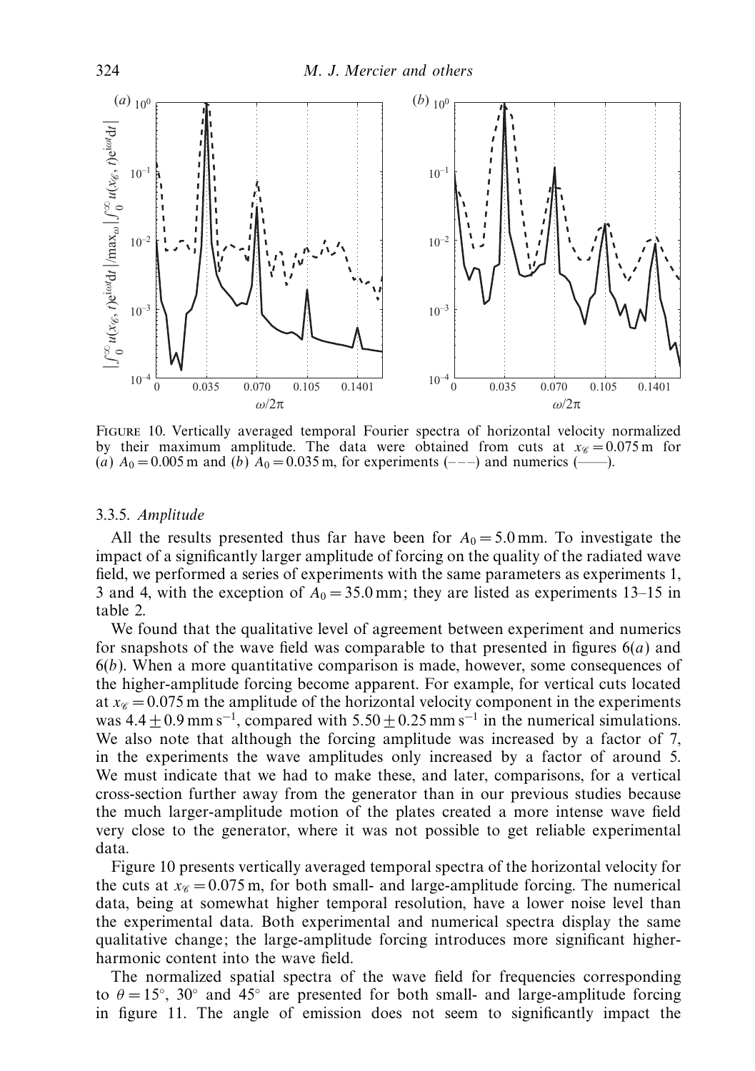FIGURE 10. Vertically averaged temporal Fourier spectra of horizontal velocity normalized by their maximum amplitude. The data were obtained from cuts at $x_{\mathscr{C}} = 0.075$ m for (*a*) $A_0 = 0.005$ m and (*b*) $A_0 = 0.035$ m, for experiments (– – –) and numerics (——).

### 3.3.5. *Amplitude*

All the results presented thus far have been for $A_0 = 5.0$ mm. To investigate the impact of a significantly larger amplitude of forcing on the quality of the radiated wave field, we performed a series of experiments with the same parameters as experiments 1, 3 and 4, with the exception of $A_0 = 35.0$ mm; they are listed as experiments 13–15 in table 2.

We found that the qualitative level of agreement between experiment and numerics for snapshots of the wave field was comparable to that presented in figures 6(*a*) and 6(*b*). When a more quantitative comparison is made, however, some consequences of the higher-amplitude forcing become apparent. For example, for vertical cuts located at $x_{\mathscr{C}} = 0.075$ m the amplitude of the horizontal velocity component in the experiments was $4.4 \pm 0.9$ mm s$^{-1}$, compared with $5.50 \pm 0.25$ mm s$^{-1}$ in the numerical simulations. We also note that although the forcing amplitude was increased by a factor of 7, in the experiments the wave amplitudes only increased by a factor of around 5. We must indicate that we had to make these, and later, comparisons, for a vertical cross-section further away from the generator than in our previous studies because the much larger-amplitude motion of the plates created a more intense wave field very close to the generator, where it was not possible to get reliable experimental data.

Figure 10 presents vertically averaged temporal spectra of the horizontal velocity for the cuts at $x_{\mathscr{C}} = 0.075$ m, for both small- and large-amplitude forcing. The numerical data, being at somewhat higher temporal resolution, have a lower noise level than the experimental data. Both experimental and numerical spectra display the same qualitative change; the large-amplitude forcing introduces more significant higher-harmonic content into the wave field.

The normalized spatial spectra of the wave field for frequencies corresponding to $\theta = 15^\circ$, $30^\circ$ and $45^\circ$ are presented for both small- and large-amplitude forcing in figure 11. The angle of emission does not seem to significantly impact the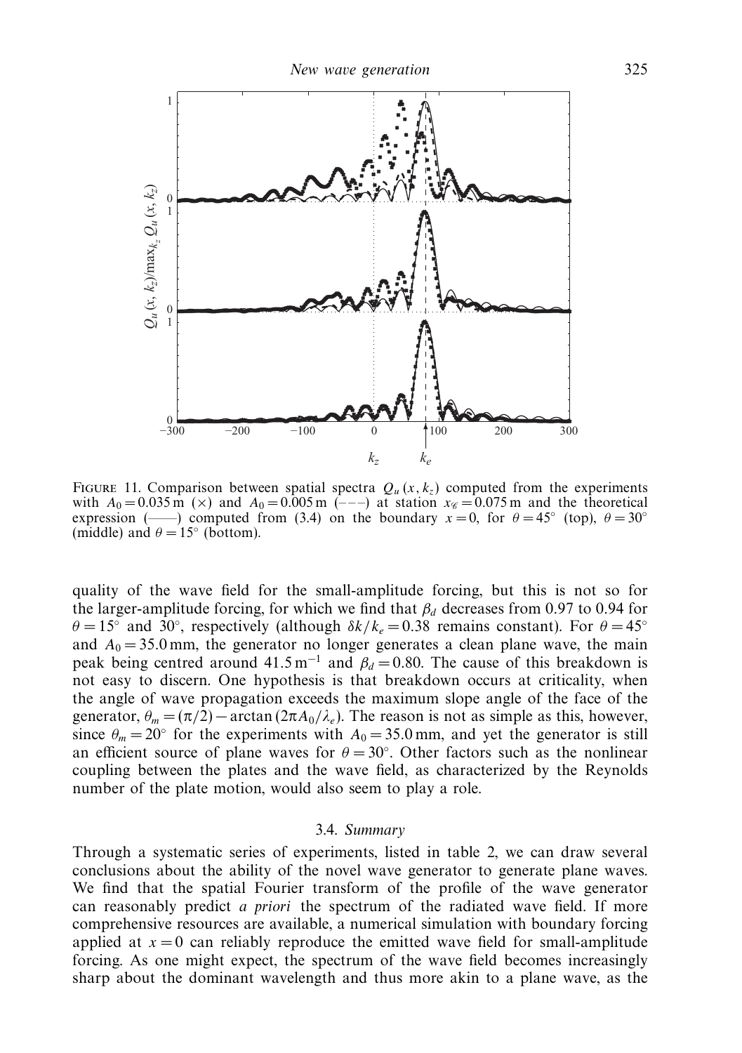FIGURE 11. Comparison between spatial spectra $Q_u(x, k_z)$ computed from the experiments with $A_0 = 0.035$ m (×) and $A_0 = 0.005$ m (– – –) at station $x_{\mathscr{C}} = 0.075$ m and the theoretical expression (——) computed from (3.4) on the boundary $x = 0$, for $\theta = 45^\circ$ (top), $\theta = 30^\circ$ (middle) and $\theta = 15^\circ$ (bottom).

quality of the wave field for the small-amplitude forcing, but this is not so for the larger-amplitude forcing, for which we find that $\beta_d$ decreases from 0.97 to 0.94 for $\theta = 15^\circ$ and $30^\circ$, respectively (although $\delta k/k_e = 0.38$ remains constant). For $\theta = 45^\circ$ and $A_0 = 35.0$ mm, the generator no longer generates a clean plane wave, the main peak being centred around $41.5\,\mathrm{m}^{-1}$ and $\beta_d = 0.80$. The cause of this breakdown is not easy to discern. One hypothesis is that breakdown occurs at criticality, when the angle of wave propagation exceeds the maximum slope angle of the face of the generator, $\theta_m = (\pi/2) - \arctan(2\pi A_0/\lambda_e)$. The reason is not as simple as this, however, since $\theta_m = 20^\circ$ for the experiments with $A_0 = 35.0$ mm, and yet the generator is still an efficient source of plane waves for $\theta = 30^\circ$. Other factors such as the nonlinear coupling between the plates and the wave field, as characterized by the Reynolds number of the plate motion, would also seem to play a role.

### 3.4. *Summary*

Through a systematic series of experiments, listed in table 2, we can draw several conclusions about the ability of the novel wave generator to generate plane waves. We find that the spatial Fourier transform of the profile of the wave generator can reasonably predict *a priori* the spectrum of the radiated wave field. If more comprehensive resources are available, a numerical simulation with boundary forcing applied at $x = 0$ can reliably reproduce the emitted wave field for small-amplitude forcing. As one might expect, the spectrum of the wave field becomes increasingly sharp about the dominant wavelength and thus more akin to a plane wave, as the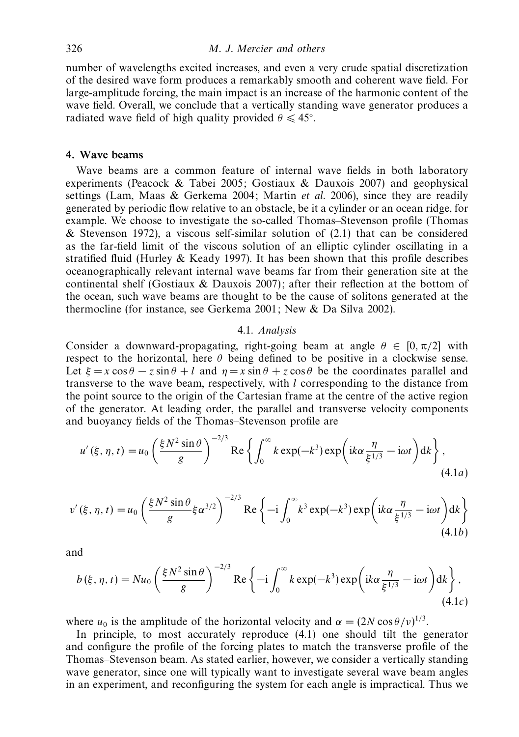number of wavelengths excited increases, and even a very crude spatial discretization of the desired wave form produces a remarkably smooth and coherent wave field. For large-amplitude forcing, the main impact is an increase of the harmonic content of the wave field. Overall, we conclude that a vertically standing wave generator produces a radiated wave field of high quality provided $\theta \leqslant 45^\circ$.

## 4. Wave beams

Wave beams are a common feature of internal wave fields in both laboratory experiments (Peacock & Tabei 2005; Gostiaux & Dauxois 2007) and geophysical settings (Lam, Maas & Gerkema 2004; Martin *et al.* 2006), since they are readily generated by periodic flow relative to an obstacle, be it a cylinder or an ocean ridge, for example. We choose to investigate the so-called Thomas–Stevenson profile (Thomas & Stevenson 1972), a viscous self-similar solution of (2.1) that can be considered as the far-field limit of the viscous solution of an elliptic cylinder oscillating in a stratified fluid (Hurley & Keady 1997). It has been shown that this profile describes oceanographically relevant internal wave beams far from their generation site at the continental shelf (Gostiaux & Dauxois 2007); after their reflection at the bottom of the ocean, such wave beams are thought to be the cause of solitons generated at the thermocline (for instance, see Gerkema 2001; New & Da Silva 2002).

### 4.1. *Analysis*

Consider a downward-propagating, right-going beam at angle $\theta \in [0, \pi/2]$ with respect to the horizontal, here $\theta$ being defined to be positive in a clockwise sense. Let $\xi = x\cos\theta - z\sin\theta + l$ and $\eta = x\sin\theta + z\cos\theta$ be the coordinates parallel and transverse to the wave beam, respectively, with $l$ corresponding to the distance from the point source to the origin of the Cartesian frame at the centre of the active region of the generator. At leading order, the parallel and transverse velocity components and buoyancy fields of the Thomas–Stevenson profile are

$$u'(\xi, \eta, t) = u_0 \left( \frac{\xi N^2 \sin\theta}{g} \right)^{-2/3} \mathrm{Re} \left\{ \int_0^\infty k \exp(-k^3) \exp\left( \mathrm{i}k\alpha \frac{\eta}{\xi^{1/3}} - \mathrm{i}\omega t \right) \mathrm{d}k \right\}, \tag{4.1a}$$

$$v'(\xi, \eta, t) = u_0 \left( \frac{\xi N^2 \sin\theta}{g} \xi \alpha^{3/2} \right)^{-2/3} \mathrm{Re} \left\{ -\mathrm{i} \int_0^\infty k^3 \exp(-k^3) \exp\left( \mathrm{i}k\alpha \frac{\eta}{\xi^{1/3}} - \mathrm{i}\omega t \right) \mathrm{d}k \right\} \tag{4.1b}$$

and

$$b(\xi, \eta, t) = N u_0 \left( \frac{\xi N^2 \sin\theta}{g} \right)^{-2/3} \mathrm{Re} \left\{ -\mathrm{i} \int_0^\infty k \exp(-k^3) \exp\left( \mathrm{i}k\alpha \frac{\eta}{\xi^{1/3}} - \mathrm{i}\omega t \right) \mathrm{d}k \right\}, \tag{4.1c}$$

where $u_0$ is the amplitude of the horizontal velocity and $\alpha = (2N\cos\theta/\nu)^{1/3}$.

In principle, to most accurately reproduce (4.1) one should tilt the generator and configure the profile of the forcing plates to match the transverse profile of the Thomas–Stevenson beam. As stated earlier, however, we consider a vertically standing wave generator, since one will typically want to investigate several wave beam angles in an experiment, and reconfiguring the system for each angle is impractical. Thus we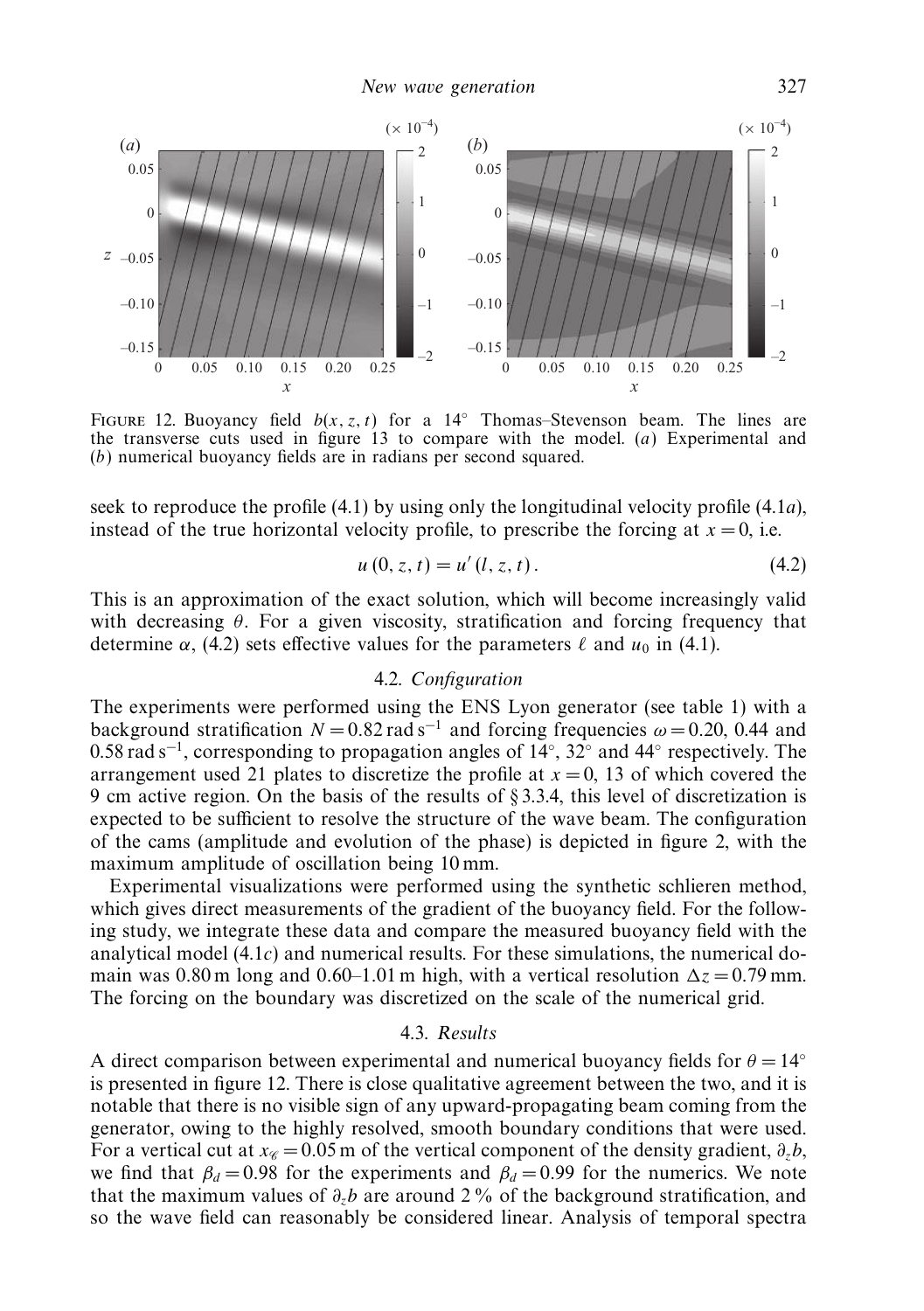FIGURE 12. Buoyancy field $b(x, z, t)$ for a 14° Thomas–Stevenson beam. The lines are the transverse cuts used in figure 13 to compare with the model. (*a*) Experimental and (*b*) numerical buoyancy fields are in radians per second squared.

seek to reproduce the profile (4.1) by using only the longitudinal velocity profile (4.1*a*), instead of the true horizontal velocity profile, to prescribe the forcing at $x = 0$, i.e.

$$u(0, z, t) = u'(l, z, t). \tag{4.2}$$

This is an approximation of the exact solution, which will become increasingly valid with decreasing $\theta$. For a given viscosity, stratification and forcing frequency that determine $\alpha$, (4.2) sets effective values for the parameters $\ell$ and $u_0$ in (4.1).

### 4.2. *Configuration*

The experiments were performed using the ENS Lyon generator (see table 1) with a background stratification $N = 0.82\,\text{rad}\,\text{s}^{-1}$ and forcing frequencies $\omega = 0.20$, 0.44 and $0.58\,\text{rad}\,\text{s}^{-1}$, corresponding to propagation angles of 14°, 32° and 44° respectively. The arrangement used 21 plates to discretize the profile at $x = 0$, 13 of which covered the 9 cm active region. On the basis of the results of § 3.3.4, this level of discretization is expected to be sufficient to resolve the structure of the wave beam. The configuration of the cams (amplitude and evolution of the phase) is depicted in figure 2, with the maximum amplitude of oscillation being 10 mm.

Experimental visualizations were performed using the synthetic schlieren method, which gives direct measurements of the gradient of the buoyancy field. For the following study, we integrate these data and compare the measured buoyancy field with the analytical model (4.1*c*) and numerical results. For these simulations, the numerical domain was 0.80 m long and 0.60–1.01 m high, with a vertical resolution $\Delta z = 0.79$ mm. The forcing on the boundary was discretized on the scale of the numerical grid.

### 4.3. *Results*

A direct comparison between experimental and numerical buoyancy fields for $\theta = 14°$ is presented in figure 12. There is close qualitative agreement between the two, and it is notable that there is no visible sign of any upward-propagating beam coming from the generator, owing to the highly resolved, smooth boundary conditions that were used. For a vertical cut at $x_{\mathscr{C}} = 0.05$ m of the vertical component of the density gradient, $\partial_z b$, we find that $\beta_d = 0.98$ for the experiments and $\beta_d = 0.99$ for the numerics. We note that the maximum values of $\partial_z b$ are around 2 % of the background stratification, and so the wave field can reasonably be considered linear. Analysis of temporal spectra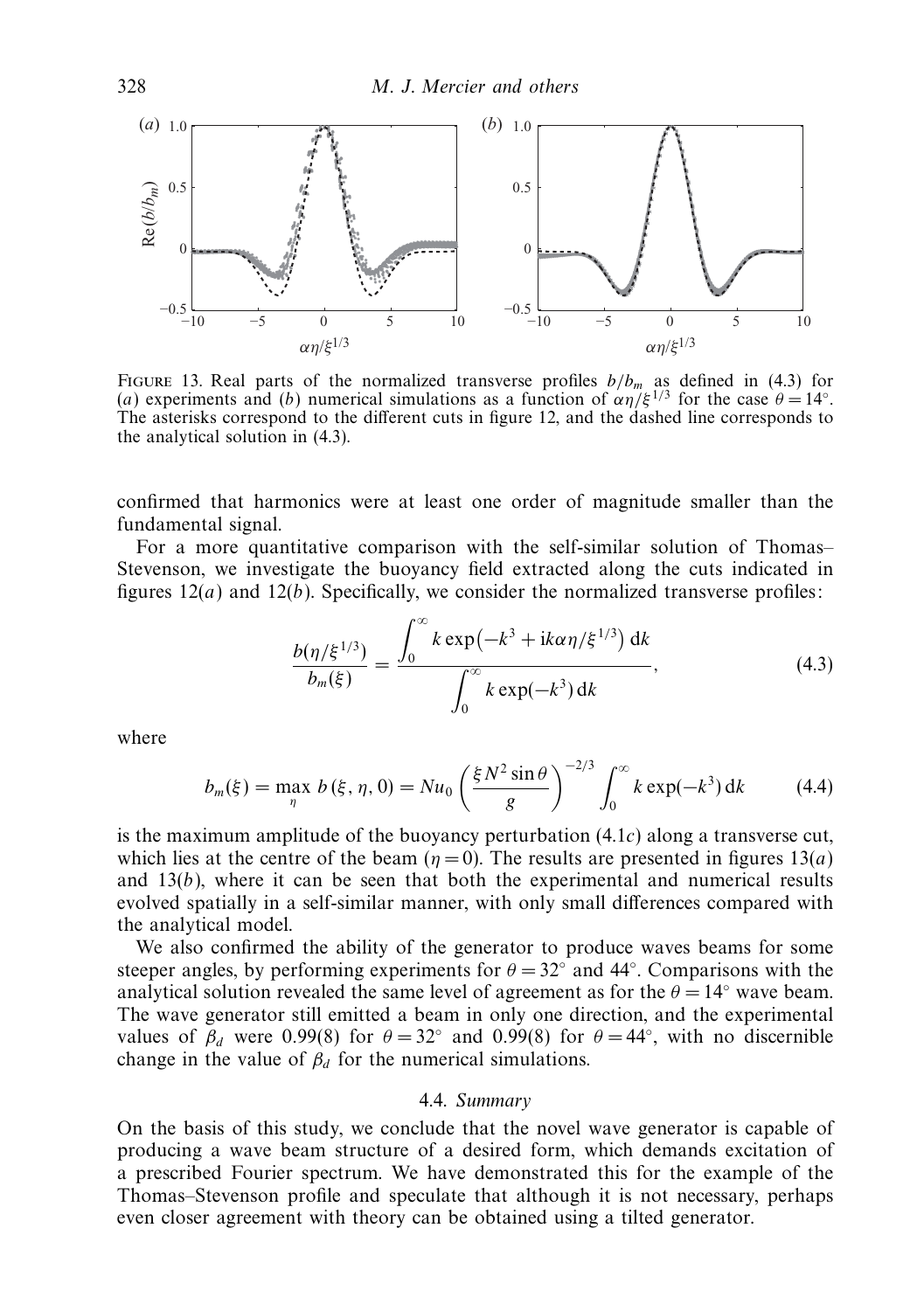FIGURE 13. Real parts of the normalized transverse profiles $b/b_m$ as defined in (4.3) for (*a*) experiments and (*b*) numerical simulations as a function of $\alpha\eta/\xi^{1/3}$ for the case $\theta = 14^\circ$. The asterisks correspond to the different cuts in figure 12, and the dashed line corresponds to the analytical solution in (4.3).

confirmed that harmonics were at least one order of magnitude smaller than the fundamental signal.

For a more quantitative comparison with the self-similar solution of Thomas–Stevenson, we investigate the buoyancy field extracted along the cuts indicated in figures 12(*a*) and 12(*b*). Specifically, we consider the normalized transverse profiles:

$$\frac{b(\eta/\xi^{1/3})}{b_m(\xi)} = \frac{\displaystyle\int_0^\infty k \exp\left(-k^3 + \mathrm{i}k\alpha\eta/\xi^{1/3}\right) \mathrm{d}k}{\displaystyle\int_0^\infty k \exp(-k^3)\, \mathrm{d}k}, \tag{4.3}$$

where

$$b_m(\xi) = \max_{\eta}\, b\,(\xi, \eta, 0) = Nu_0 \left(\frac{\xi N^2 \sin\theta}{g}\right)^{-2/3} \int_0^\infty k \exp(-k^3)\, \mathrm{d}k \tag{4.4}$$

is the maximum amplitude of the buoyancy perturbation (4.1*c*) along a transverse cut, which lies at the centre of the beam ($\eta = 0$). The results are presented in figures 13(*a*) and 13(*b*), where it can be seen that both the experimental and numerical results evolved spatially in a self-similar manner, with only small differences compared with the analytical model.

We also confirmed the ability of the generator to produce waves beams for some steeper angles, by performing experiments for $\theta = 32^\circ$ and $44^\circ$. Comparisons with the analytical solution revealed the same level of agreement as for the $\theta = 14^\circ$ wave beam. The wave generator still emitted a beam in only one direction, and the experimental values of $\beta_d$ were 0.99(8) for $\theta = 32^\circ$ and 0.99(8) for $\theta = 44^\circ$, with no discernible change in the value of $\beta_d$ for the numerical simulations.

### 4.4. *Summary*

On the basis of this study, we conclude that the novel wave generator is capable of producing a wave beam structure of a desired form, which demands excitation of a prescribed Fourier spectrum. We have demonstrated this for the example of the Thomas–Stevenson profile and speculate that although it is not necessary, perhaps even closer agreement with theory can be obtained using a tilted generator.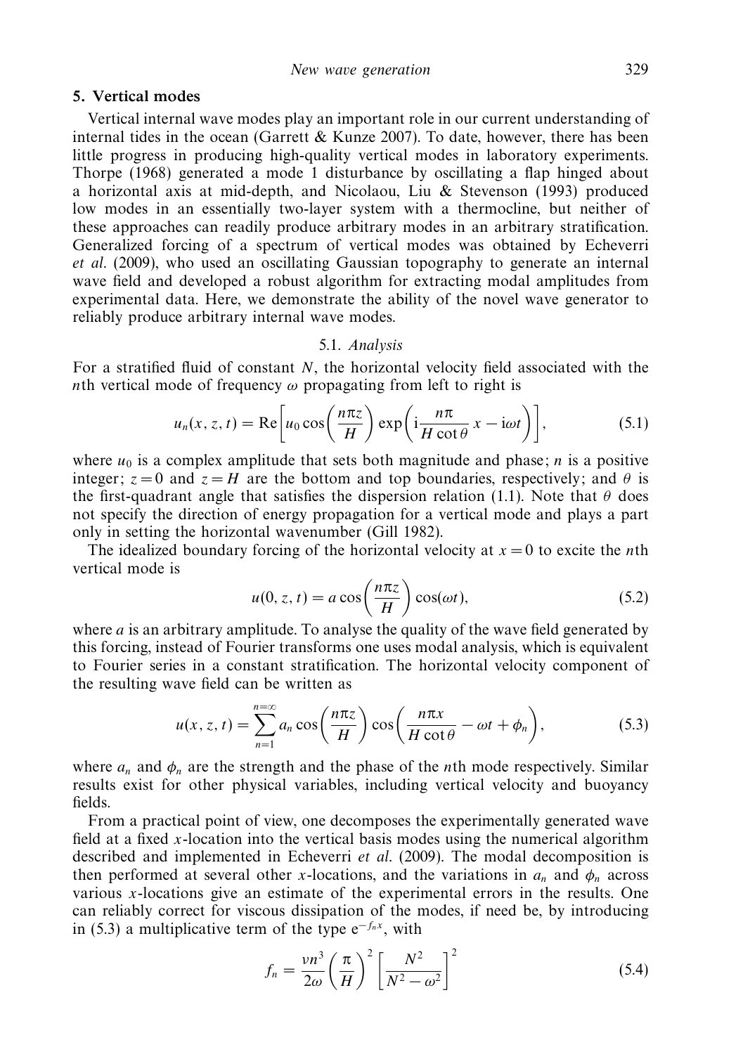## 5. Vertical modes

Vertical internal wave modes play an important role in our current understanding of internal tides in the ocean (Garrett & Kunze 2007). To date, however, there has been little progress in producing high-quality vertical modes in laboratory experiments. Thorpe (1968) generated a mode 1 disturbance by oscillating a flap hinged about a horizontal axis at mid-depth, and Nicolaou, Liu & Stevenson (1993) produced low modes in an essentially two-layer system with a thermocline, but neither of these approaches can readily produce arbitrary modes in an arbitrary stratification. Generalized forcing of a spectrum of vertical modes was obtained by Echeverri *et al.* (2009), who used an oscillating Gaussian topography to generate an internal wave field and developed a robust algorithm for extracting modal amplitudes from experimental data. Here, we demonstrate the ability of the novel wave generator to reliably produce arbitrary internal wave modes.

### 5.1. *Analysis*

For a stratified fluid of constant $N$, the horizontal velocity field associated with the $n$th vertical mode of frequency $\omega$ propagating from left to right is

$$u_n(x, z, t) = \mathrm{Re}\left[u_0 \cos\left(\frac{n\pi z}{H}\right) \exp\left(\mathrm{i}\frac{n\pi}{H\cot\theta}x - \mathrm{i}\omega t\right)\right], \tag{5.1}$$

where $u_0$ is a complex amplitude that sets both magnitude and phase; $n$ is a positive integer; $z = 0$ and $z = H$ are the bottom and top boundaries, respectively; and $\theta$ is the first-quadrant angle that satisfies the dispersion relation (1.1). Note that $\theta$ does not specify the direction of energy propagation for a vertical mode and plays a part only in setting the horizontal wavenumber (Gill 1982).

The idealized boundary forcing of the horizontal velocity at $x = 0$ to excite the $n$th vertical mode is

$$u(0, z, t) = a\cos\left(\frac{n\pi z}{H}\right)\cos(\omega t), \tag{5.2}$$

where $a$ is an arbitrary amplitude. To analyse the quality of the wave field generated by this forcing, instead of Fourier transforms one uses modal analysis, which is equivalent to Fourier series in a constant stratification. The horizontal velocity component of the resulting wave field can be written as

$$u(x, z, t) = \sum_{n=1}^{n=\infty} a_n \cos\left(\frac{n\pi z}{H}\right)\cos\left(\frac{n\pi x}{H\cot\theta} - \omega t + \phi_n\right), \tag{5.3}$$

where $a_n$ and $\phi_n$ are the strength and the phase of the $n$th mode respectively. Similar results exist for other physical variables, including vertical velocity and buoyancy fields.

From a practical point of view, one decomposes the experimentally generated wave field at a fixed $x$-location into the vertical basis modes using the numerical algorithm described and implemented in Echeverri *et al.* (2009). The modal decomposition is then performed at several other $x$-locations, and the variations in $a_n$ and $\phi_n$ across various $x$-locations give an estimate of the experimental errors in the results. One can reliably correct for viscous dissipation of the modes, if need be, by introducing in (5.3) a multiplicative term of the type $\mathrm{e}^{-f_n x}$, with

$$f_n = \frac{\nu n^3}{2\omega}\left(\frac{\pi}{H}\right)^2\left[\frac{N^2}{N^2 - \omega^2}\right]^2 \tag{5.4}$$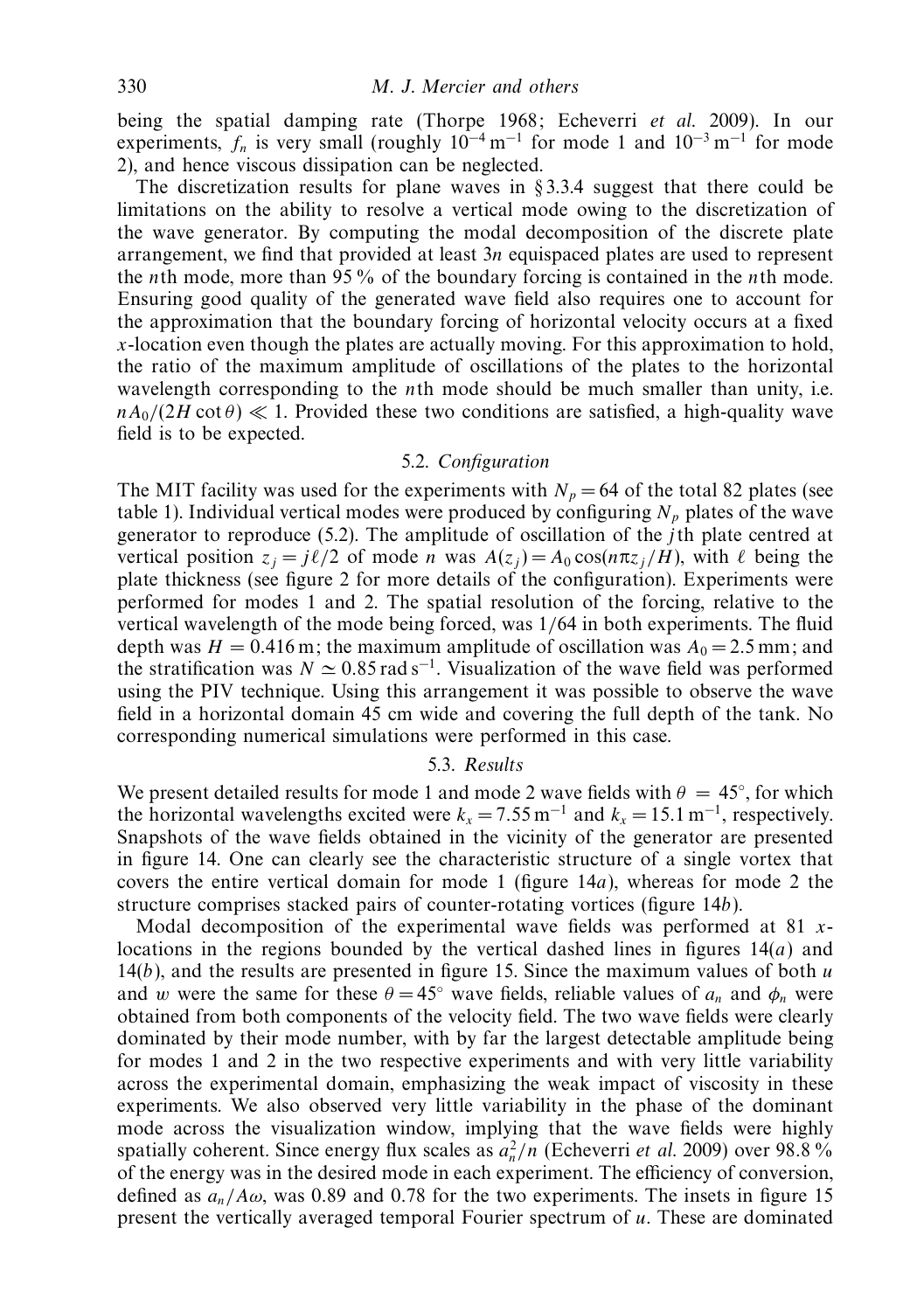being the spatial damping rate (Thorpe 1968; Echeverri *et al.* 2009). In our experiments, $f_n$ is very small (roughly $10^{-4}\,\mathrm{m}^{-1}$ for mode 1 and $10^{-3}\,\mathrm{m}^{-1}$ for mode 2), and hence viscous dissipation can be neglected.

The discretization results for plane waves in §3.3.4 suggest that there could be limitations on the ability to resolve a vertical mode owing to the discretization of the wave generator. By computing the modal decomposition of the discrete plate arrangement, we find that provided at least $3n$ equispaced plates are used to represent the $n$th mode, more than 95 % of the boundary forcing is contained in the $n$th mode. Ensuring good quality of the generated wave field also requires one to account for the approximation that the boundary forcing of horizontal velocity occurs at a fixed $x$-location even though the plates are actually moving. For this approximation to hold, the ratio of the maximum amplitude of oscillations of the plates to the horizontal wavelength corresponding to the $n$th mode should be much smaller than unity, i.e. $nA_0/(2H\cot\theta) \ll 1$. Provided these two conditions are satisfied, a high-quality wave field is to be expected.

### 5.2. *Configuration*

The MIT facility was used for the experiments with $N_p = 64$ of the total 82 plates (see table 1). Individual vertical modes were produced by configuring $N_p$ plates of the wave generator to reproduce (5.2). The amplitude of oscillation of the $j$th plate centred at vertical position $z_j = j\ell/2$ of mode $n$ was $A(z_j) = A_0\cos(n\pi z_j/H)$, with $\ell$ being the plate thickness (see figure 2 for more details of the configuration). Experiments were performed for modes 1 and 2. The spatial resolution of the forcing, relative to the vertical wavelength of the mode being forced, was 1/64 in both experiments. The fluid depth was $H = 0.416\,\mathrm{m}$; the maximum amplitude of oscillation was $A_0 = 2.5\,\mathrm{mm}$; and the stratification was $N \simeq 0.85\,\mathrm{rad\,s^{-1}}$. Visualization of the wave field was performed using the PIV technique. Using this arrangement it was possible to observe the wave field in a horizontal domain 45 cm wide and covering the full depth of the tank. No corresponding numerical simulations were performed in this case.

### 5.3. *Results*

We present detailed results for mode 1 and mode 2 wave fields with $\theta = 45^\circ$, for which the horizontal wavelengths excited were $k_x = 7.55\,\mathrm{m}^{-1}$ and $k_x = 15.1\,\mathrm{m}^{-1}$, respectively. Snapshots of the wave fields obtained in the vicinity of the generator are presented in figure 14. One can clearly see the characteristic structure of a single vortex that covers the entire vertical domain for mode 1 (figure 14*a*), whereas for mode 2 the structure comprises stacked pairs of counter-rotating vortices (figure 14*b*).

Modal decomposition of the experimental wave fields was performed at 81 $x$-locations in the regions bounded by the vertical dashed lines in figures 14(*a*) and 14(*b*), and the results are presented in figure 15. Since the maximum values of both $u$ and $w$ were the same for these $\theta = 45^\circ$ wave fields, reliable values of $a_n$ and $\phi_n$ were obtained from both components of the velocity field. The two wave fields were clearly dominated by their mode number, with by far the largest detectable amplitude being for modes 1 and 2 in the two respective experiments and with very little variability across the experimental domain, emphasizing the weak impact of viscosity in these experiments. We also observed very little variability in the phase of the dominant mode across the visualization window, implying that the wave fields were highly spatially coherent. Since energy flux scales as $a_n^2/n$ (Echeverri *et al.* 2009) over 98.8 % of the energy was in the desired mode in each experiment. The efficiency of conversion, defined as $a_n/A\omega$, was 0.89 and 0.78 for the two experiments. The insets in figure 15 present the vertically averaged temporal Fourier spectrum of $u$. These are dominated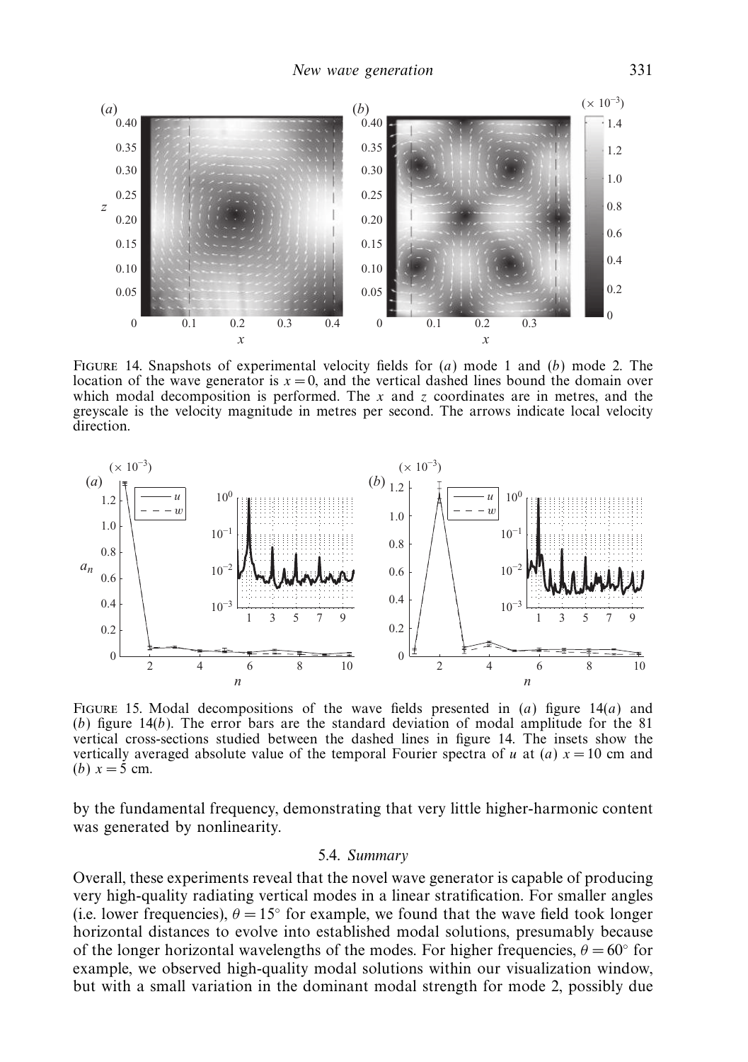FIGURE 14. Snapshots of experimental velocity fields for (*a*) mode 1 and (*b*) mode 2. The location of the wave generator is $x = 0$, and the vertical dashed lines bound the domain over which modal decomposition is performed. The $x$ and $z$ coordinates are in metres, and the greyscale is the velocity magnitude in metres per second. The arrows indicate local velocity direction.

FIGURE 15. Modal decompositions of the wave fields presented in (*a*) figure 14(*a*) and (*b*) figure 14(*b*). The error bars are the standard deviation of modal amplitude for the 81 vertical cross-sections studied between the dashed lines in figure 14. The insets show the vertically averaged absolute value of the temporal Fourier spectra of $u$ at (*a*) $x = 10$ cm and (*b*) $x = 5$ cm.

by the fundamental frequency, demonstrating that very little higher-harmonic content was generated by nonlinearity.

### 5.4. *Summary*

Overall, these experiments reveal that the novel wave generator is capable of producing very high-quality radiating vertical modes in a linear stratification. For smaller angles (i.e. lower frequencies), $\theta = 15^{\circ}$ for example, we found that the wave field took longer horizontal distances to evolve into established modal solutions, presumably because of the longer horizontal wavelengths of the modes. For higher frequencies, $\theta = 60^{\circ}$ for example, we observed high-quality modal solutions within our visualization window, but with a small variation in the dominant modal strength for mode 2, possibly due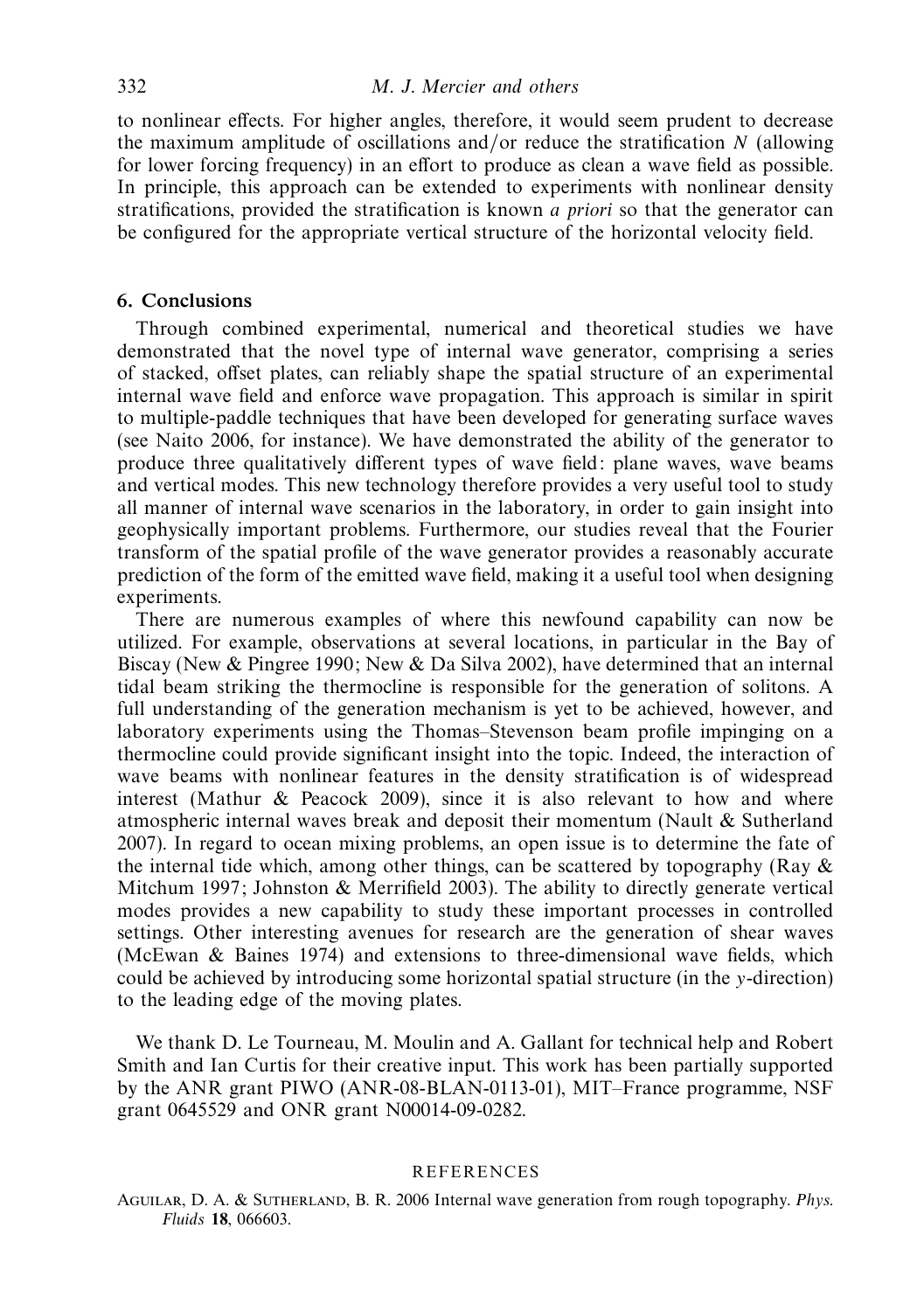to nonlinear effects. For higher angles, therefore, it would seem prudent to decrease the maximum amplitude of oscillations and/or reduce the stratification $N$ (allowing for lower forcing frequency) in an effort to produce as clean a wave field as possible. In principle, this approach can be extended to experiments with nonlinear density stratifications, provided the stratification is known *a priori* so that the generator can be configured for the appropriate vertical structure of the horizontal velocity field.

## 6. Conclusions

Through combined experimental, numerical and theoretical studies we have demonstrated that the novel type of internal wave generator, comprising a series of stacked, offset plates, can reliably shape the spatial structure of an experimental internal wave field and enforce wave propagation. This approach is similar in spirit to multiple-paddle techniques that have been developed for generating surface waves (see Naito 2006, for instance). We have demonstrated the ability of the generator to produce three qualitatively different types of wave field: plane waves, wave beams and vertical modes. This new technology therefore provides a very useful tool to study all manner of internal wave scenarios in the laboratory, in order to gain insight into geophysically important problems. Furthermore, our studies reveal that the Fourier transform of the spatial profile of the wave generator provides a reasonably accurate prediction of the form of the emitted wave field, making it a useful tool when designing experiments.

There are numerous examples of where this newfound capability can now be utilized. For example, observations at several locations, in particular in the Bay of Biscay (New & Pingree 1990; New & Da Silva 2002), have determined that an internal tidal beam striking the thermocline is responsible for the generation of solitons. A full understanding of the generation mechanism is yet to be achieved, however, and laboratory experiments using the Thomas–Stevenson beam profile impinging on a thermocline could provide significant insight into the topic. Indeed, the interaction of wave beams with nonlinear features in the density stratification is of widespread interest (Mathur & Peacock 2009), since it is also relevant to how and where atmospheric internal waves break and deposit their momentum (Nault & Sutherland 2007). In regard to ocean mixing problems, an open issue is to determine the fate of the internal tide which, among other things, can be scattered by topography (Ray & Mitchum 1997; Johnston & Merrifield 2003). The ability to directly generate vertical modes provides a new capability to study these important processes in controlled settings. Other interesting avenues for research are the generation of shear waves (McEwan & Baines 1974) and extensions to three-dimensional wave fields, which could be achieved by introducing some horizontal spatial structure (in the $y$-direction) to the leading edge of the moving plates.

We thank D. Le Tourneau, M. Moulin and A. Gallant for technical help and Robert Smith and Ian Curtis for their creative input. This work has been partially supported by the ANR grant PIWO (ANR-08-BLAN-0113-01), MIT–France programme, NSF grant 0645529 and ONR grant N00014-09-0282.

## REFERENCES

Aguilar, D. A. & Sutherland, B. R. 2006 Internal wave generation from rough topography. *Phys. Fluids* **18**, 066603.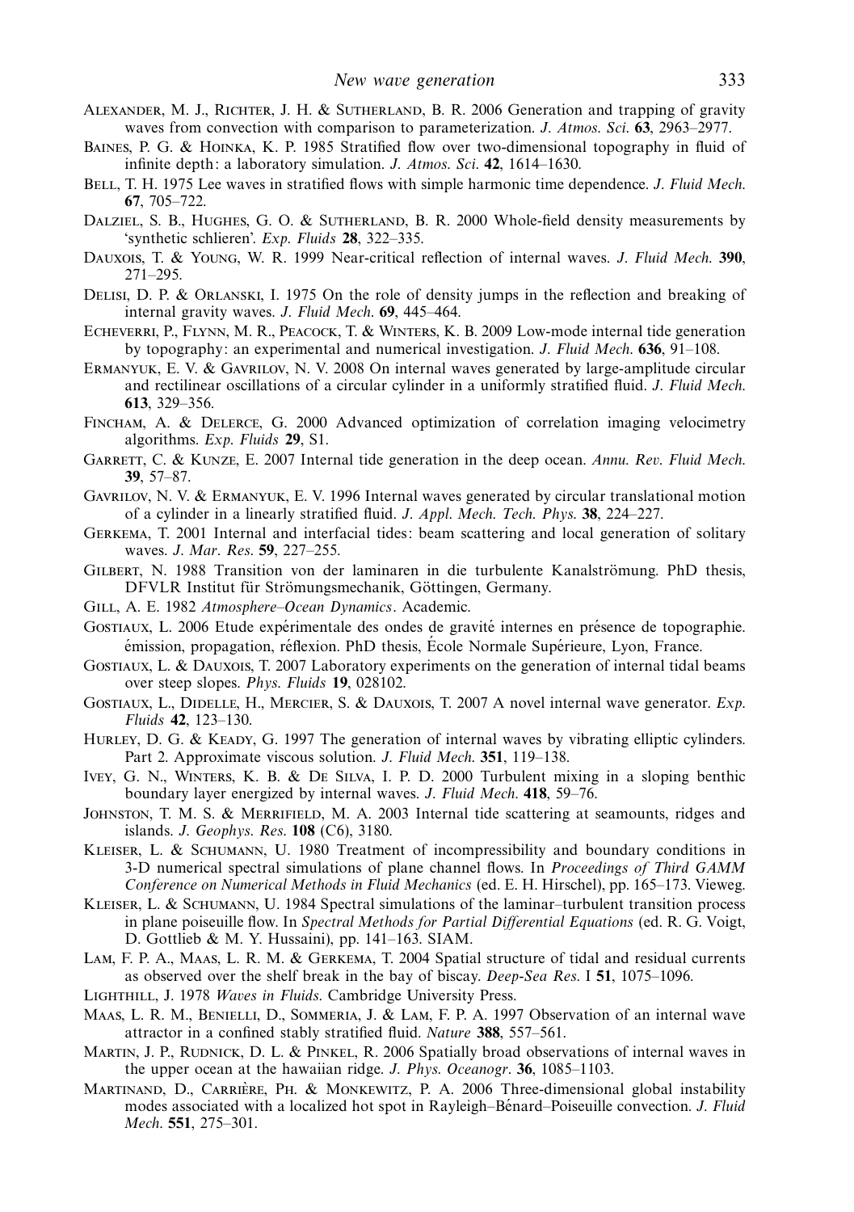Alexander, M. J., Richter, J. H. & Sutherland, B. R. 2006 Generation and trapping of gravity waves from convection with comparison to parameterization. *J. Atmos. Sci.* **63**, 2963–2977.

Baines, P. G. & Hoinka, K. P. 1985 Stratified flow over two-dimensional topography in fluid of infinite depth: a laboratory simulation. *J. Atmos. Sci.* **42**, 1614–1630.

Bell, T. H. 1975 Lee waves in stratified flows with simple harmonic time dependence. *J. Fluid Mech.* **67**, 705–722.

Dalziel, S. B., Hughes, G. O. & Sutherland, B. R. 2000 Whole-field density measurements by 'synthetic schlieren'. *Exp. Fluids* **28**, 322–335.

Dauxois, T. & Young, W. R. 1999 Near-critical reflection of internal waves. *J. Fluid Mech.* **390**, 271–295.

Delisi, D. P. & Orlanski, I. 1975 On the role of density jumps in the reflection and breaking of internal gravity waves. *J. Fluid Mech.* **69**, 445–464.

Echeverri, P., Flynn, M. R., Peacock, T. & Winters, K. B. 2009 Low-mode internal tide generation by topography: an experimental and numerical investigation. *J. Fluid Mech.* **636**, 91–108.

Ermanyuk, E. V. & Gavrilov, N. V. 2008 On internal waves generated by large-amplitude circular and rectilinear oscillations of a circular cylinder in a uniformly stratified fluid. *J. Fluid Mech.* **613**, 329–356.

Fincham, A. & Delerce, G. 2000 Advanced optimization of correlation imaging velocimetry algorithms. *Exp. Fluids* **29**, S1.

Garrett, C. & Kunze, E. 2007 Internal tide generation in the deep ocean. *Annu. Rev. Fluid Mech.* **39**, 57–87.

Gavrilov, N. V. & Ermanyuk, E. V. 1996 Internal waves generated by circular translational motion of a cylinder in a linearly stratified fluid. *J. Appl. Mech. Tech. Phys.* **38**, 224–227.

Gerkema, T. 2001 Internal and interfacial tides: beam scattering and local generation of solitary waves. *J. Mar. Res.* **59**, 227–255.

Gilbert, N. 1988 Transition von der laminaren in die turbulente Kanalströmung. PhD thesis, DFVLR Institut für Strömungsmechanik, Göttingen, Germany.

Gill, A. E. 1982 *Atmosphere–Ocean Dynamics*. Academic.

Gostiaux, L. 2006 Etude expérimentale des ondes de gravité internes en présence de topographie. émission, propagation, réflexion. PhD thesis, École Normale Supérieure, Lyon, France.

Gostiaux, L. & Dauxois, T. 2007 Laboratory experiments on the generation of internal tidal beams over steep slopes. *Phys. Fluids* **19**, 028102.

Gostiaux, L., Didelle, H., Mercier, S. & Dauxois, T. 2007 A novel internal wave generator. *Exp. Fluids* **42**, 123–130.

Hurley, D. G. & Keady, G. 1997 The generation of internal waves by vibrating elliptic cylinders. Part 2. Approximate viscous solution. *J. Fluid Mech.* **351**, 119–138.

Ivey, G. N., Winters, K. B. & De Silva, I. P. D. 2000 Turbulent mixing in a sloping benthic boundary layer energized by internal waves. *J. Fluid Mech.* **418**, 59–76.

Johnston, T. M. S. & Merrifield, M. A. 2003 Internal tide scattering at seamounts, ridges and islands. *J. Geophys. Res.* **108** (C6), 3180.

Kleiser, L. & Schumann, U. 1980 Treatment of incompressibility and boundary conditions in 3-D numerical spectral simulations of plane channel flows. In *Proceedings of Third GAMM Conference on Numerical Methods in Fluid Mechanics* (ed. E. H. Hirschel), pp. 165–173. Vieweg.

Kleiser, L. & Schumann, U. 1984 Spectral simulations of the laminar–turbulent transition process in plane poiseuille flow. In *Spectral Methods for Partial Differential Equations* (ed. R. G. Voigt, D. Gottlieb & M. Y. Hussaini), pp. 141–163. SIAM.

Lam, F. P. A., Maas, L. R. M. & Gerkema, T. 2004 Spatial structure of tidal and residual currents as observed over the shelf break in the bay of biscay. *Deep-Sea Res.* I **51**, 1075–1096.

Lighthill, J. 1978 *Waves in Fluids*. Cambridge University Press.

Maas, L. R. M., Benielli, D., Sommeria, J. & Lam, F. P. A. 1997 Observation of an internal wave attractor in a confined stably stratified fluid. *Nature* **388**, 557–561.

Martin, J. P., Rudnick, D. L. & Pinkel, R. 2006 Spatially broad observations of internal waves in the upper ocean at the hawaiian ridge. *J. Phys. Oceanogr.* **36**, 1085–1103.

Martinand, D., Carrière, Ph. & Monkewitz, P. A. 2006 Three-dimensional global instability modes associated with a localized hot spot in Rayleigh–Bénard–Poiseuille convection. *J. Fluid Mech.* **551**, 275–301.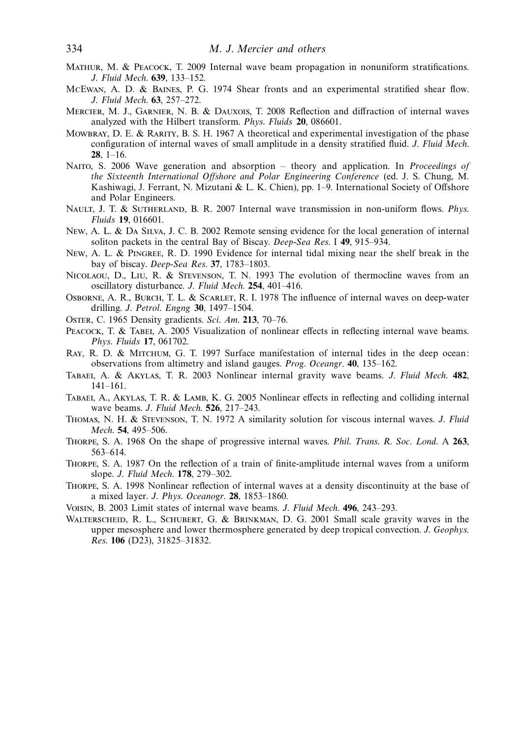Mathur, M. & Peacock, T. 2009 Internal wave beam propagation in nonuniform stratifications. *J. Fluid Mech.* **639**, 133–152.

McEwan, A. D. & Baines, P. G. 1974 Shear fronts and an experimental stratified shear flow. *J. Fluid Mech.* **63**, 257–272.

Mercier, M. J., Garnier, N. B. & Dauxois, T. 2008 Reflection and diffraction of internal waves analyzed with the Hilbert transform. *Phys. Fluids* **20**, 086601.

Mowbray, D. E. & Rarity, B. S. H. 1967 A theoretical and experimental investigation of the phase configuration of internal waves of small amplitude in a density stratified fluid. *J. Fluid Mech.* **28**, 1–16.

Naito, S. 2006 Wave generation and absorption – theory and application. In *Proceedings of the Sixteenth International Offshore and Polar Engineering Conference* (ed. J. S. Chung, M. Kashiwagi, J. Ferrant, N. Mizutani & L. K. Chien), pp. 1–9. International Society of Offshore and Polar Engineers.

Nault, J. T. & Sutherland, B. R. 2007 Internal wave transmission in non-uniform flows. *Phys. Fluids* **19**, 016601.

New, A. L. & Da Silva, J. C. B. 2002 Remote sensing evidence for the local generation of internal soliton packets in the central Bay of Biscay. *Deep-Sea Res.* I **49**, 915–934.

New, A. L. & Pingree, R. D. 1990 Evidence for internal tidal mixing near the shelf break in the bay of biscay. *Deep-Sea Res.* **37**, 1783–1803.

Nicolaou, D., Liu, R. & Stevenson, T. N. 1993 The evolution of thermocline waves from an oscillatory disturbance. *J. Fluid Mech.* **254**, 401–416.

Osborne, A. R., Burch, T. L. & Scarlet, R. I. 1978 The influence of internal waves on deep-water drilling. *J. Petrol. Engng* **30**, 1497–1504.

Oster, C. 1965 Density gradients. *Sci. Am.* **213**, 70–76.

Peacock, T. & Tabei, A. 2005 Visualization of nonlinear effects in reflecting internal wave beams. *Phys. Fluids* **17**, 061702.

Ray, R. D. & Mitchum, G. T. 1997 Surface manifestation of internal tides in the deep ocean: observations from altimetry and island gauges. *Prog. Oceangr.* **40**, 135–162.

Tabaei, A. & Akylas, T. R. 2003 Nonlinear internal gravity wave beams. *J. Fluid Mech.* **482**, 141–161.

Tabaei, A., Akylas, T. R. & Lamb, K. G. 2005 Nonlinear effects in reflecting and colliding internal wave beams. *J. Fluid Mech.* **526**, 217–243.

Thomas, N. H. & Stevenson, T. N. 1972 A similarity solution for viscous internal waves. *J. Fluid Mech.* **54**, 495–506.

Thorpe, S. A. 1968 On the shape of progressive internal waves. *Phil. Trans. R. Soc. Lond.* A **263**, 563–614.

Thorpe, S. A. 1987 On the reflection of a train of finite-amplitude internal waves from a uniform slope. *J. Fluid Mech.* **178**, 279–302.

Thorpe, S. A. 1998 Nonlinear reflection of internal waves at a density discontinuity at the base of a mixed layer. *J. Phys. Oceanogr.* **28**, 1853–1860.

Voisin, B. 2003 Limit states of internal wave beams. *J. Fluid Mech.* **496**, 243–293.

Walterscheid, R. L., Schubert, G. & Brinkman, D. G. 2001 Small scale gravity waves in the upper mesosphere and lower thermosphere generated by deep tropical convection. *J. Geophys. Res.* **106** (D23), 31825–31832.